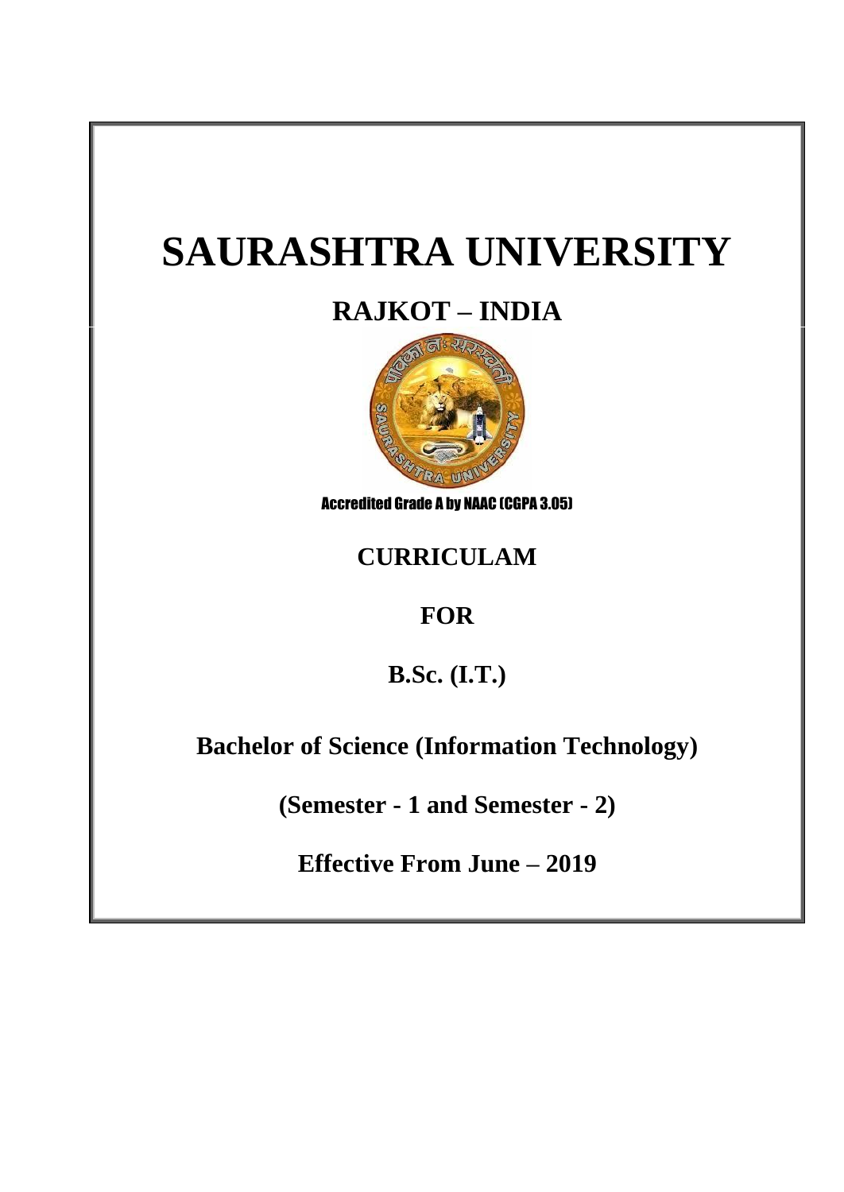# SAURASHTRA UNIVERSITY

## RAJKOT – INDIA

Accredited Grade A by NAAC (CGPA 3.05)

## CURRICULAM

## FOR

## B.Sc. (I.T.)

## Bachelor of Science (Information Technology)

## (Semester - 1 and Semester - 2)

## Effective From June – 2019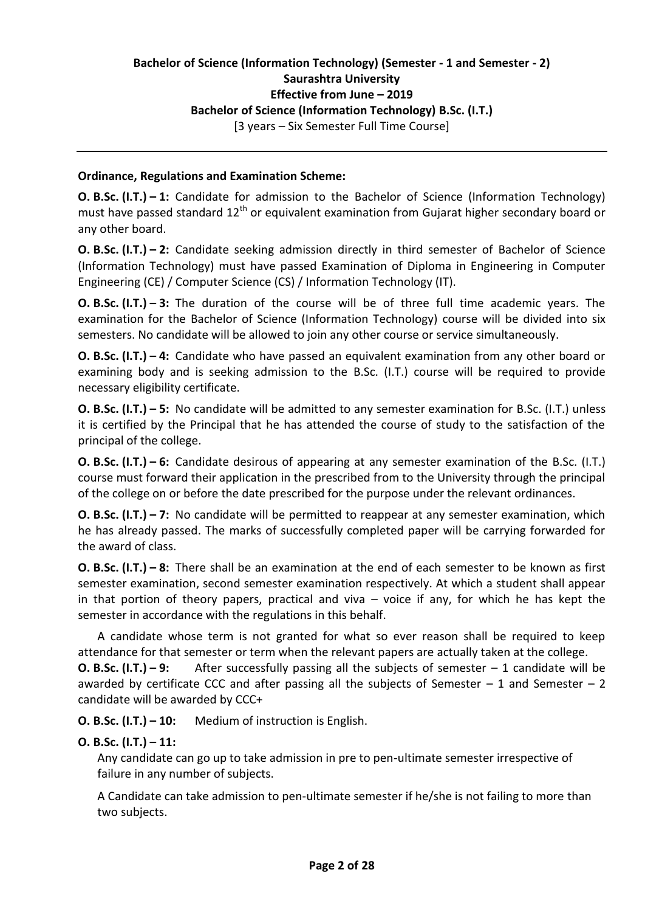**Bachelor of Science (Information Technology) (Semester - 1 and Semester - 2)**
**Saurashtra University**
**Effective from June – 2019**
**Bachelor of Science (Information Technology) B.Sc. (I.T.)**
[3 years – Six Semester Full Time Course]

---

**Ordinance, Regulations and Examination Scheme:**

**O. B.Sc. (I.T.) – 1:** Candidate for admission to the Bachelor of Science (Information Technology) must have passed standard 12th or equivalent examination from Gujarat higher secondary board or any other board.

**O. B.Sc. (I.T.) – 2:** Candidate seeking admission directly in third semester of Bachelor of Science (Information Technology) must have passed Examination of Diploma in Engineering in Computer Engineering (CE) / Computer Science (CS) / Information Technology (IT).

**O. B.Sc. (I.T.) – 3:** The duration of the course will be of three full time academic years. The examination for the Bachelor of Science (Information Technology) course will be divided into six semesters. No candidate will be allowed to join any other course or service simultaneously.

**O. B.Sc. (I.T.) – 4:** Candidate who have passed an equivalent examination from any other board or examining body and is seeking admission to the B.Sc. (I.T.) course will be required to provide necessary eligibility certificate.

**O. B.Sc. (I.T.) – 5:** No candidate will be admitted to any semester examination for B.Sc. (I.T.) unless it is certified by the Principal that he has attended the course of study to the satisfaction of the principal of the college.

**O. B.Sc. (I.T.) – 6:** Candidate desirous of appearing at any semester examination of the B.Sc. (I.T.) course must forward their application in the prescribed from to the University through the principal of the college on or before the date prescribed for the purpose under the relevant ordinances.

**O. B.Sc. (I.T.) – 7:** No candidate will be permitted to reappear at any semester examination, which he has already passed. The marks of successfully completed paper will be carrying forwarded for the award of class.

**O. B.Sc. (I.T.) – 8:** There shall be an examination at the end of each semester to be known as first semester examination, second semester examination respectively. At which a student shall appear in that portion of theory papers, practical and viva – voice if any, for which he has kept the semester in accordance with the regulations in this behalf.

A candidate whose term is not granted for what so ever reason shall be required to keep attendance for that semester or term when the relevant papers are actually taken at the college.

**O. B.Sc. (I.T.) – 9:** After successfully passing all the subjects of semester – 1 candidate will be awarded by certificate CCC and after passing all the subjects of Semester – 1 and Semester – 2 candidate will be awarded by CCC+

**O. B.Sc. (I.T.) – 10:** Medium of instruction is English.

**O. B.Sc. (I.T.) – 11:**

Any candidate can go up to take admission in pre to pen-ultimate semester irrespective of failure in any number of subjects.

A Candidate can take admission to pen-ultimate semester if he/she is not failing to more than two subjects.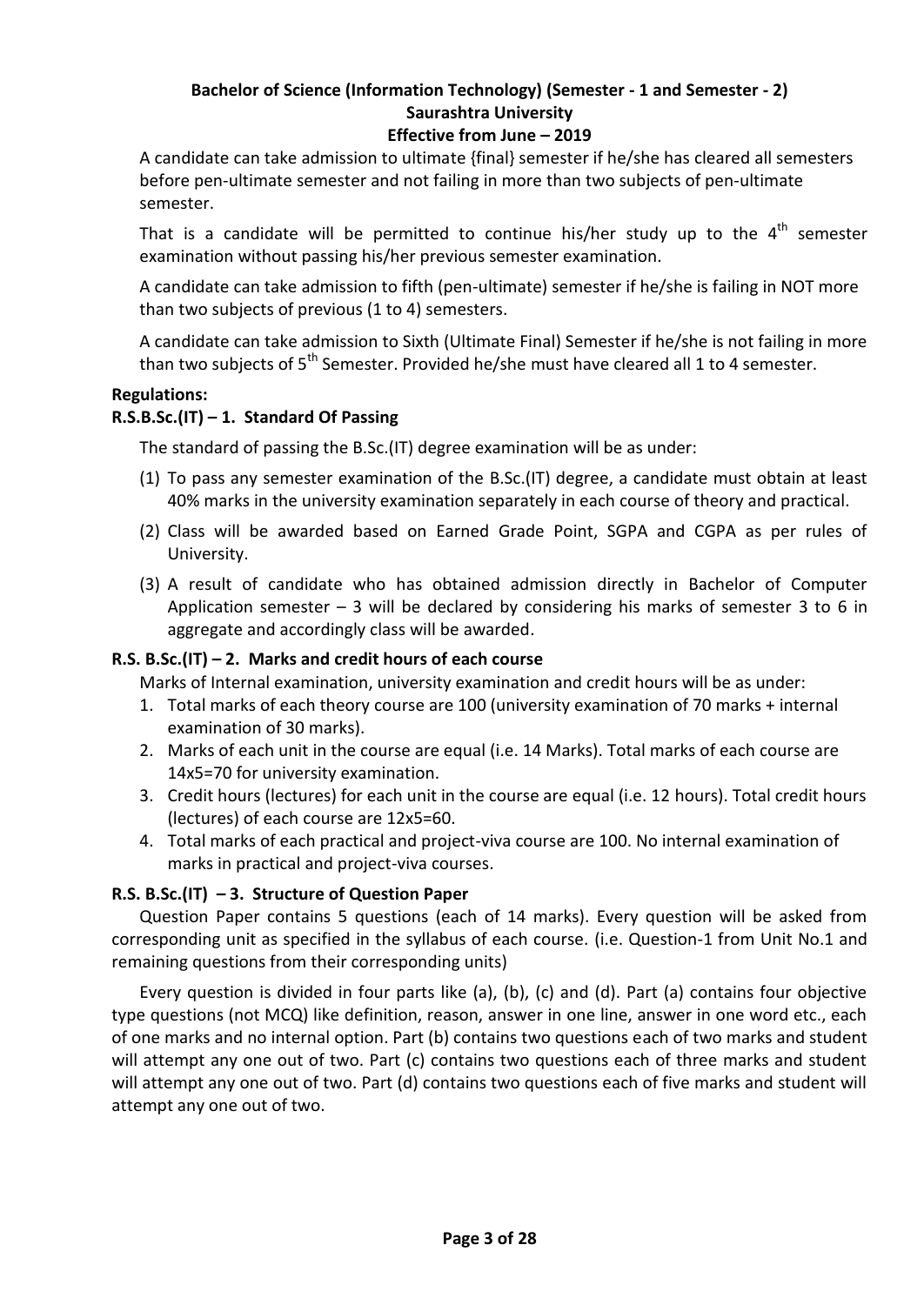**Bachelor of Science (Information Technology) (Semester - 1 and Semester - 2)**
**Saurashtra University**
**Effective from June – 2019**

A candidate can take admission to ultimate {final} semester if he/she has cleared all semesters before pen-ultimate semester and not failing in more than two subjects of pen-ultimate semester.

That is a candidate will be permitted to continue his/her study up to the 4th semester examination without passing his/her previous semester examination.

A candidate can take admission to fifth (pen-ultimate) semester if he/she is failing in NOT more than two subjects of previous (1 to 4) semesters.

A candidate can take admission to Sixth (Ultimate Final) Semester if he/she is not failing in more than two subjects of 5th Semester. Provided he/she must have cleared all 1 to 4 semester.

**Regulations:**

**R.S.B.Sc.(IT) – 1. Standard Of Passing**

The standard of passing the B.Sc.(IT) degree examination will be as under:

(1) To pass any semester examination of the B.Sc.(IT) degree, a candidate must obtain at least 40% marks in the university examination separately in each course of theory and practical.

(2) Class will be awarded based on Earned Grade Point, SGPA and CGPA as per rules of University.

(3) A result of candidate who has obtained admission directly in Bachelor of Computer Application semester – 3 will be declared by considering his marks of semester 3 to 6 in aggregate and accordingly class will be awarded.

**R.S. B.Sc.(IT) – 2. Marks and credit hours of each course**

Marks of Internal examination, university examination and credit hours will be as under:

1. Total marks of each theory course are 100 (university examination of 70 marks + internal examination of 30 marks).
2. Marks of each unit in the course are equal (i.e. 14 Marks). Total marks of each course are 14x5=70 for university examination.
3. Credit hours (lectures) for each unit in the course are equal (i.e. 12 hours). Total credit hours (lectures) of each course are 12x5=60.
4. Total marks of each practical and project-viva course are 100. No internal examination of marks in practical and project-viva courses.

**R.S. B.Sc.(IT) – 3. Structure of Question Paper**

Question Paper contains 5 questions (each of 14 marks). Every question will be asked from corresponding unit as specified in the syllabus of each course. (i.e. Question-1 from Unit No.1 and remaining questions from their corresponding units)

Every question is divided in four parts like (a), (b), (c) and (d). Part (a) contains four objective type questions (not MCQ) like definition, reason, answer in one line, answer in one word etc., each of one marks and no internal option. Part (b) contains two questions each of two marks and student will attempt any one out of two. Part (c) contains two questions each of three marks and student will attempt any one out of two. Part (d) contains two questions each of five marks and student will attempt any one out of two.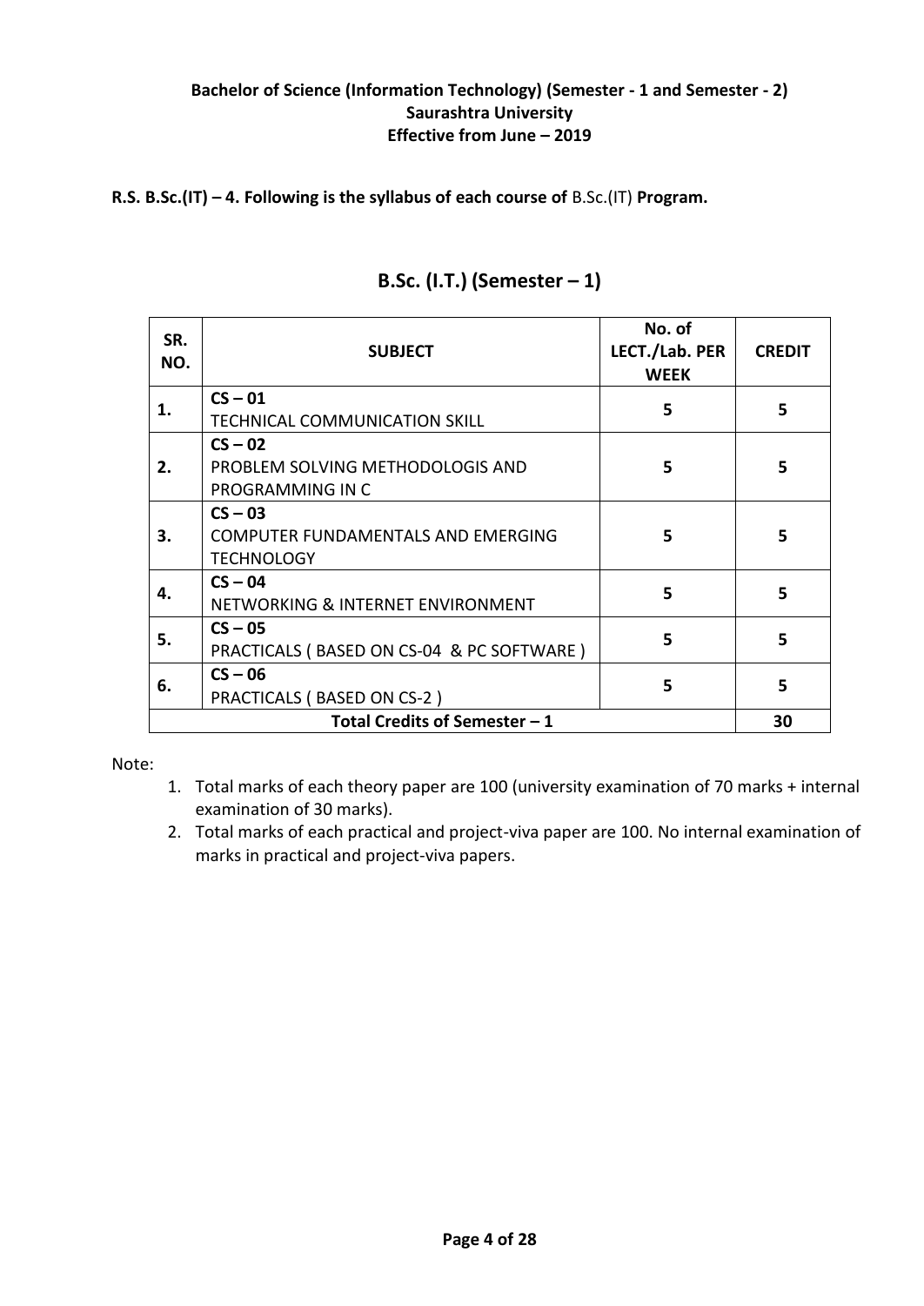**Bachelor of Science (Information Technology) (Semester - 1 and Semester - 2)**
**Saurashtra University**
**Effective from June – 2019**

**R.S. B.Sc.(IT) – 4. Following is the syllabus of each course of** B.Sc.(IT) **Program.**

## B.Sc. (I.T.) (Semester – 1)

| SR. NO. | SUBJECT | No. of LECT./Lab. PER WEEK | CREDIT |
|---|---|---|---|
| **1.** | **CS – 01** TECHNICAL COMMUNICATION SKILL | **5** | **5** |
| **2.** | **CS – 02** PROBLEM SOLVING METHODOLOGIS AND PROGRAMMING IN C | **5** | **5** |
| **3.** | **CS – 03** COMPUTER FUNDAMENTALS AND EMERGING TECHNOLOGY | **5** | **5** |
| **4.** | **CS – 04** NETWORKING & INTERNET ENVIRONMENT | **5** | **5** |
| **5.** | **CS – 05** PRACTICALS ( BASED ON CS-04 & PC SOFTWARE ) | **5** | **5** |
| **6.** | **CS – 06** PRACTICALS ( BASED ON CS-2 ) | **5** | **5** |
| **Total Credits of Semester – 1** | | | **30** |

Note:

1. Total marks of each theory paper are 100 (university examination of 70 marks + internal examination of 30 marks).
2. Total marks of each practical and project-viva paper are 100. No internal examination of marks in practical and project-viva papers.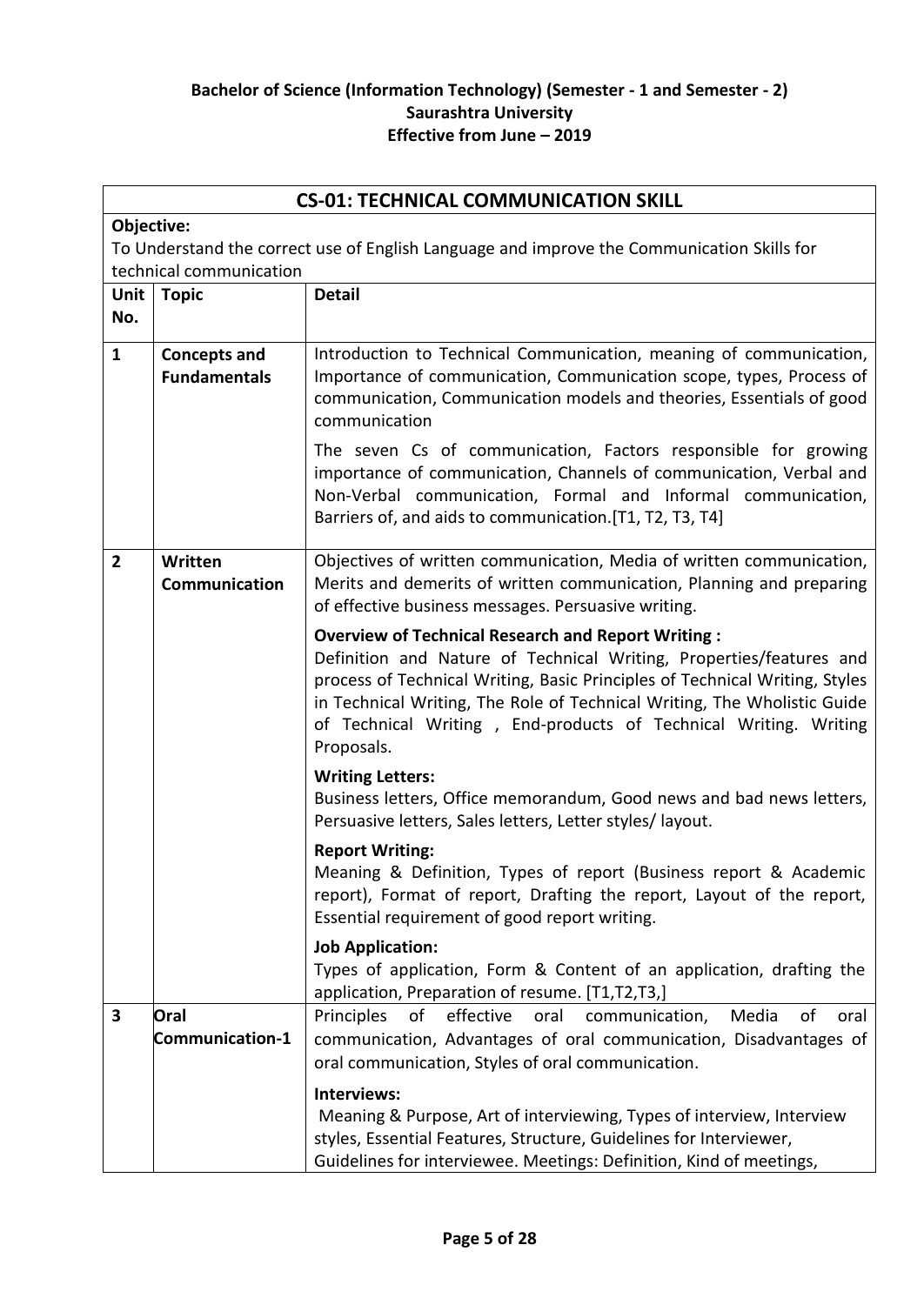**Bachelor of Science (Information Technology) (Semester - 1 and Semester - 2)**
**Saurashtra University**
**Effective from June – 2019**

## CS-01: TECHNICAL COMMUNICATION SKILL

**Objective:**
To Understand the correct use of English Language and improve the Communication Skills for technical communication

| Unit No. | Topic | Detail |
|---|---|---|
| 1 | **Concepts and Fundamentals** | Introduction to Technical Communication, meaning of communication, Importance of communication, Communication scope, types, Process of communication, Communication models and theories, Essentials of good communication<br><br>The seven Cs of communication, Factors responsible for growing importance of communication, Channels of communication, Verbal and Non-Verbal communication, Formal and Informal communication, Barriers of, and aids to communication.[T1, T2, T3, T4] |
| 2 | **Written Communication** | Objectives of written communication, Media of written communication, Merits and demerits of written communication, Planning and preparing of effective business messages. Persuasive writing.<br><br>**Overview of Technical Research and Report Writing :**<br>Definition and Nature of Technical Writing, Properties/features and process of Technical Writing, Basic Principles of Technical Writing, Styles in Technical Writing, The Role of Technical Writing, The Wholistic Guide of Technical Writing , End-products of Technical Writing. Writing Proposals.<br><br>**Writing Letters:**<br>Business letters, Office memorandum, Good news and bad news letters, Persuasive letters, Sales letters, Letter styles/ layout.<br><br>**Report Writing:**<br>Meaning & Definition, Types of report (Business report & Academic report), Format of report, Drafting the report, Layout of the report, Essential requirement of good report writing.<br><br>**Job Application:**<br>Types of application, Form & Content of an application, drafting the application, Preparation of resume. [T1,T2,T3,] |
| 3 | **Oral Communication-1** | Principles of effective oral communication, Media of oral communication, Advantages of oral communication, Disadvantages of oral communication, Styles of oral communication.<br><br>**Interviews:**<br>Meaning & Purpose, Art of interviewing, Types of interview, Interview styles, Essential Features, Structure, Guidelines for Interviewer, Guidelines for interviewee. Meetings: Definition, Kind of meetings, |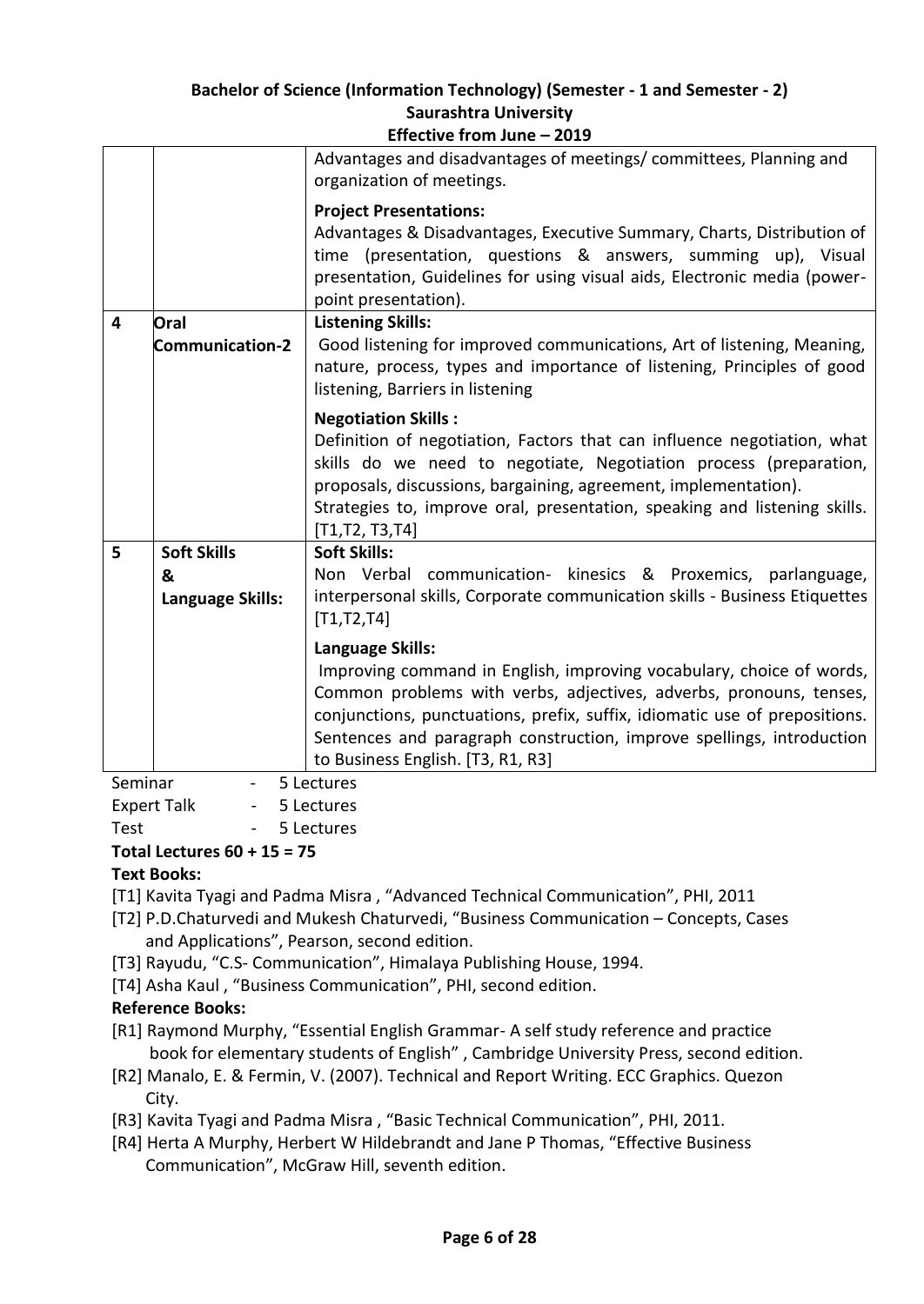| | | |
|---|---|---|
| | | Advantages and disadvantages of meetings/ committees, Planning and organization of meetings.<br><br>**Project Presentations:**<br>Advantages & Disadvantages, Executive Summary, Charts, Distribution of time (presentation, questions & answers, summing up), Visual presentation, Guidelines for using visual aids, Electronic media (power-point presentation). |
| 4 | **Oral Communication-2** | **Listening Skills:**<br>Good listening for improved communications, Art of listening, Meaning, nature, process, types and importance of listening, Principles of good listening, Barriers in listening<br><br>**Negotiation Skills :**<br>Definition of negotiation, Factors that can influence negotiation, what skills do we need to negotiate, Negotiation process (preparation, proposals, discussions, bargaining, agreement, implementation).<br>Strategies to, improve oral, presentation, speaking and listening skills. [T1,T2, T3,T4] |
| 5 | **Soft Skills & Language Skills:** | **Soft Skills:**<br>Non Verbal communication- kinesics & Proxemics, parlanguage, interpersonal skills, Corporate communication skills - Business Etiquettes [T1,T2,T4]<br><br>**Language Skills:**<br>Improving command in English, improving vocabulary, choice of words, Common problems with verbs, adjectives, adverbs, pronouns, tenses, conjunctions, punctuations, prefix, suffix, idiomatic use of prepositions. Sentences and paragraph construction, improve spellings, introduction to Business English. [T3, R1, R3] |

Seminar - 5 Lectures
Expert Talk - 5 Lectures
Test - 5 Lectures

**Total Lectures 60 + 15 = 75**

**Text Books:**

[T1] Kavita Tyagi and Padma Misra , "Advanced Technical Communication", PHI, 2011
[T2] P.D.Chaturvedi and Mukesh Chaturvedi, "Business Communication – Concepts, Cases and Applications", Pearson, second edition.
[T3] Rayudu, "C.S- Communication", Himalaya Publishing House, 1994.
[T4] Asha Kaul , "Business Communication", PHI, second edition.

**Reference Books:**

[R1] Raymond Murphy, "Essential English Grammar- A self study reference and practice book for elementary students of English" , Cambridge University Press, second edition.
[R2] Manalo, E. & Fermin, V. (2007). Technical and Report Writing. ECC Graphics. Quezon City.
[R3] Kavita Tyagi and Padma Misra , "Basic Technical Communication", PHI, 2011.
[R4] Herta A Murphy, Herbert W Hildebrandt and Jane P Thomas, "Effective Business Communication", McGraw Hill, seventh edition.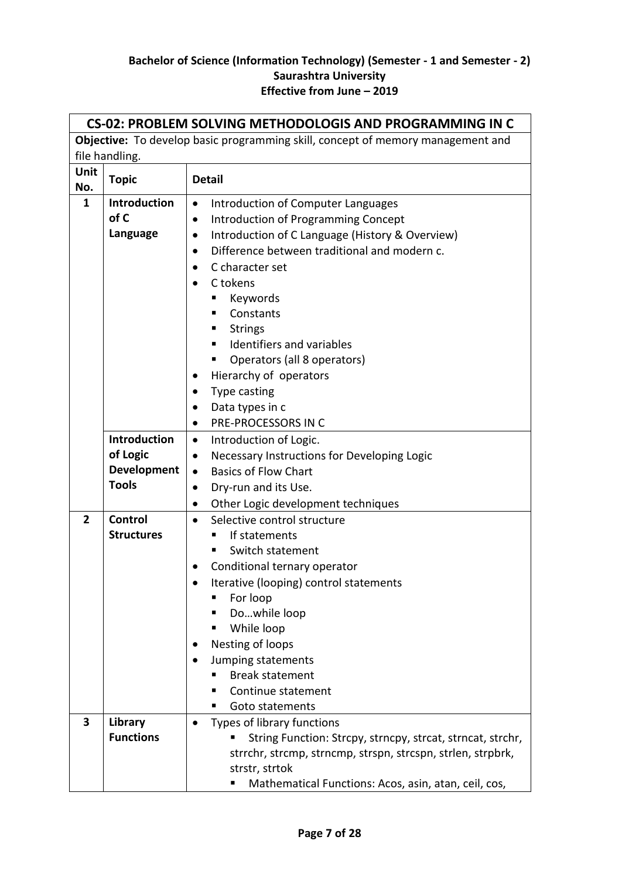**Bachelor of Science (Information Technology) (Semester - 1 and Semester - 2)**
**Saurashtra University**
**Effective from June – 2019**

## CS-02: PROBLEM SOLVING METHODOLOGIS AND PROGRAMMING IN C

**Objective:** To develop basic programming skill, concept of memory management and file handling.

| Unit No. | Topic | Detail |
|---|---|---|
| 1 | **Introduction of C Language** | • Introduction of Computer Languages<br>• Introduction of Programming Concept<br>• Introduction of C Language (History & Overview)<br>• Difference between traditional and modern c.<br>• C character set<br>• C tokens<br>&nbsp;&nbsp;▪ Keywords<br>&nbsp;&nbsp;▪ Constants<br>&nbsp;&nbsp;▪ Strings<br>&nbsp;&nbsp;▪ Identifiers and variables<br>&nbsp;&nbsp;▪ Operators (all 8 operators)<br>• Hierarchy of operators<br>• Type casting<br>• Data types in c<br>• PRE-PROCESSORS IN C |
| | **Introduction of Logic Development Tools** | • Introduction of Logic.<br>• Necessary Instructions for Developing Logic<br>• Basics of Flow Chart<br>• Dry-run and its Use.<br>• Other Logic development techniques |
| 2 | **Control Structures** | • Selective control structure<br>&nbsp;&nbsp;▪ If statements<br>&nbsp;&nbsp;▪ Switch statement<br>• Conditional ternary operator<br>• Iterative (looping) control statements<br>&nbsp;&nbsp;▪ For loop<br>&nbsp;&nbsp;▪ Do…while loop<br>&nbsp;&nbsp;▪ While loop<br>• Nesting of loops<br>• Jumping statements<br>&nbsp;&nbsp;▪ Break statement<br>&nbsp;&nbsp;▪ Continue statement<br>&nbsp;&nbsp;▪ Goto statements |
| 3 | **Library Functions** | • Types of library functions<br>&nbsp;&nbsp;▪ String Function: Strcpy, strncpy, strcat, strncat, strchr, strrchr, strcmp, strncmp, strspn, strcspn, strlen, strpbrk, strstr, strtok<br>&nbsp;&nbsp;▪ Mathematical Functions: Acos, asin, atan, ceil, cos, |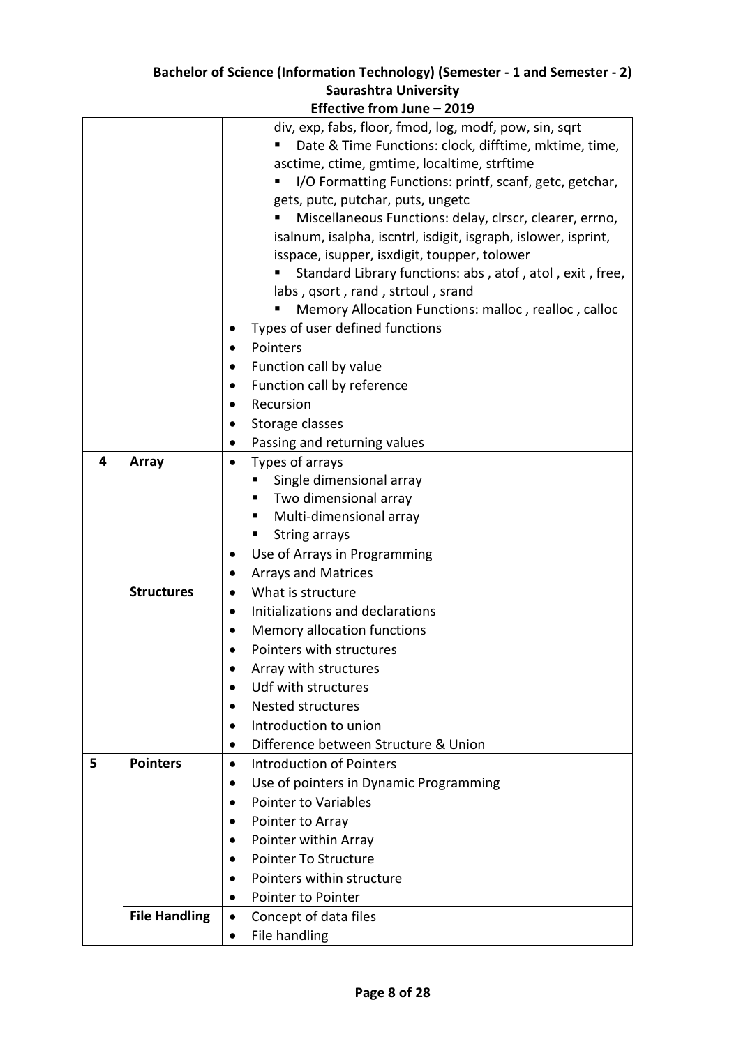| | | |
|---|---|---|
| | | div, exp, fabs, floor, fmod, log, modf, pow, sin, sqrt<br>▪ Date & Time Functions: clock, difftime, mktime, time, asctime, ctime, gmtime, localtime, strftime<br>▪ I/O Formatting Functions: printf, scanf, getc, getchar, gets, putc, putchar, puts, ungetc<br>▪ Miscellaneous Functions: delay, clrscr, clearer, errno, isalnum, isalpha, iscntrl, isdigit, isgraph, islower, isprint, isspace, isupper, isxdigit, toupper, tolower<br>▪ Standard Library functions: abs , atof , atol , exit , free, labs , qsort , rand , strtoul , srand<br>▪ Memory Allocation Functions: malloc , realloc , calloc<br>• Types of user defined functions<br>• Pointers<br>• Function call by value<br>• Function call by reference<br>• Recursion<br>• Storage classes<br>• Passing and returning values |
| **4** | **Array** | • Types of arrays<br>▪ Single dimensional array<br>▪ Two dimensional array<br>▪ Multi-dimensional array<br>▪ String arrays<br>• Use of Arrays in Programming<br>• Arrays and Matrices |
| | **Structures** | • What is structure<br>• Initializations and declarations<br>• Memory allocation functions<br>• Pointers with structures<br>• Array with structures<br>• Udf with structures<br>• Nested structures<br>• Introduction to union<br>• Difference between Structure & Union |
| **5** | **Pointers** | • Introduction of Pointers<br>• Use of pointers in Dynamic Programming<br>• Pointer to Variables<br>• Pointer to Array<br>• Pointer within Array<br>• Pointer To Structure<br>• Pointers within structure<br>• Pointer to Pointer |
| | **File Handling** | • Concept of data files<br>• File handling |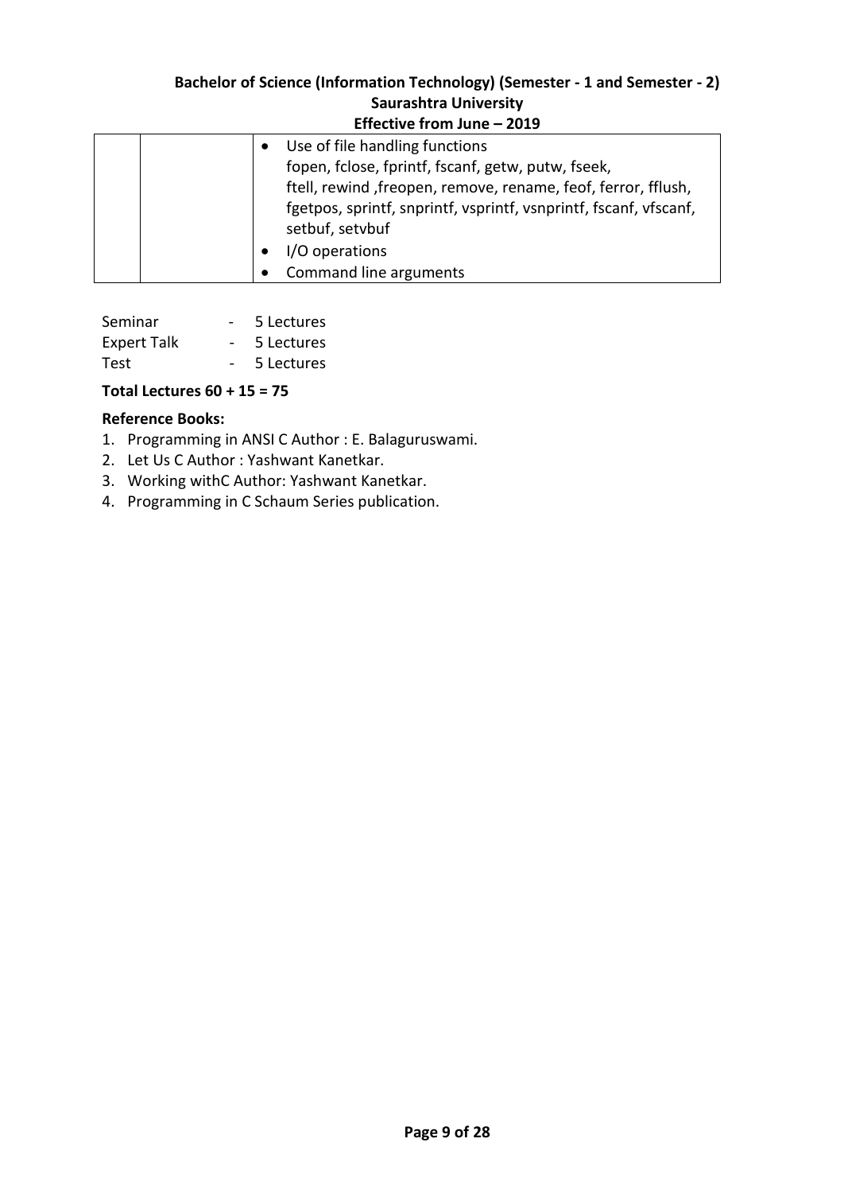| | | • Use of file handling functions<br>fopen, fclose, fprintf, fscanf, getw, putw, fseek,<br>ftell, rewind ,freopen, remove, rename, feof, ferror, fflush,<br>fgetpos, sprintf, snprintf, vsprintf, vsnprintf, fscanf, vfscanf,<br>setbuf, setvbuf<br>• I/O operations<br>• Command line arguments |
|---|---|---|

Seminar - 5 Lectures
Expert Talk - 5 Lectures
Test - 5 Lectures

**Total Lectures 60 + 15 = 75**

**Reference Books:**

1. Programming in ANSI C Author : E. Balaguruswami.
2. Let Us C Author : Yashwant Kanetkar.
3. Working withC Author: Yashwant Kanetkar.
4. Programming in C Schaum Series publication.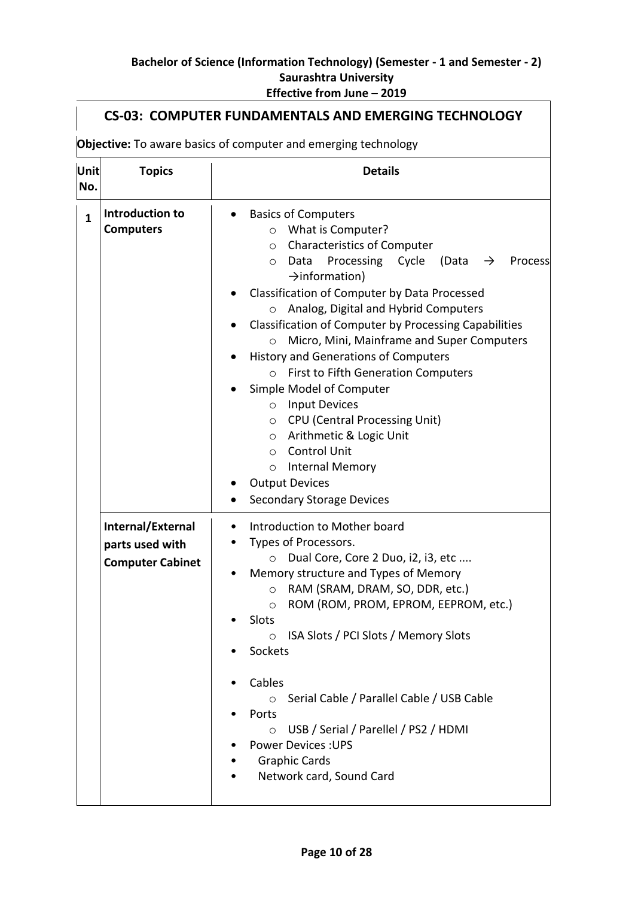**Bachelor of Science (Information Technology) (Semester - 1 and Semester - 2)**
**Saurashtra University**
**Effective from June – 2019**

## CS-03: COMPUTER FUNDAMENTALS AND EMERGING TECHNOLOGY

**Objective:** To aware basics of computer and emerging technology

| Unit No. | Topics | Details |
|---|---|---|
| 1 | **Introduction to Computers** | • Basics of Computers<br>  ○ What is Computer?<br>  ○ Characteristics of Computer<br>  ○ Data Processing Cycle (Data → Process →information)<br>• Classification of Computer by Data Processed<br>  ○ Analog, Digital and Hybrid Computers<br>• Classification of Computer by Processing Capabilities<br>  ○ Micro, Mini, Mainframe and Super Computers<br>• History and Generations of Computers<br>  ○ First to Fifth Generation Computers<br>• Simple Model of Computer<br>  ○ Input Devices<br>  ○ CPU (Central Processing Unit)<br>  ○ Arithmetic & Logic Unit<br>  ○ Control Unit<br>  ○ Internal Memory<br>• Output Devices<br>• Secondary Storage Devices |
| | **Internal/External parts used with Computer Cabinet** | • Introduction to Mother board<br>• Types of Processors.<br>  ○ Dual Core, Core 2 Duo, i2, i3, etc ....<br>• Memory structure and Types of Memory<br>  ○ RAM (SRAM, DRAM, SO, DDR, etc.)<br>  ○ ROM (ROM, PROM, EPROM, EEPROM, etc.)<br>• Slots<br>  ○ ISA Slots / PCI Slots / Memory Slots<br>• Sockets<br>• Cables<br>  ○ Serial Cable / Parallel Cable / USB Cable<br>• Ports<br>  ○ USB / Serial / Parellel / PS2 / HDMI<br>• Power Devices :UPS<br>• Graphic Cards<br>• Network card, Sound Card |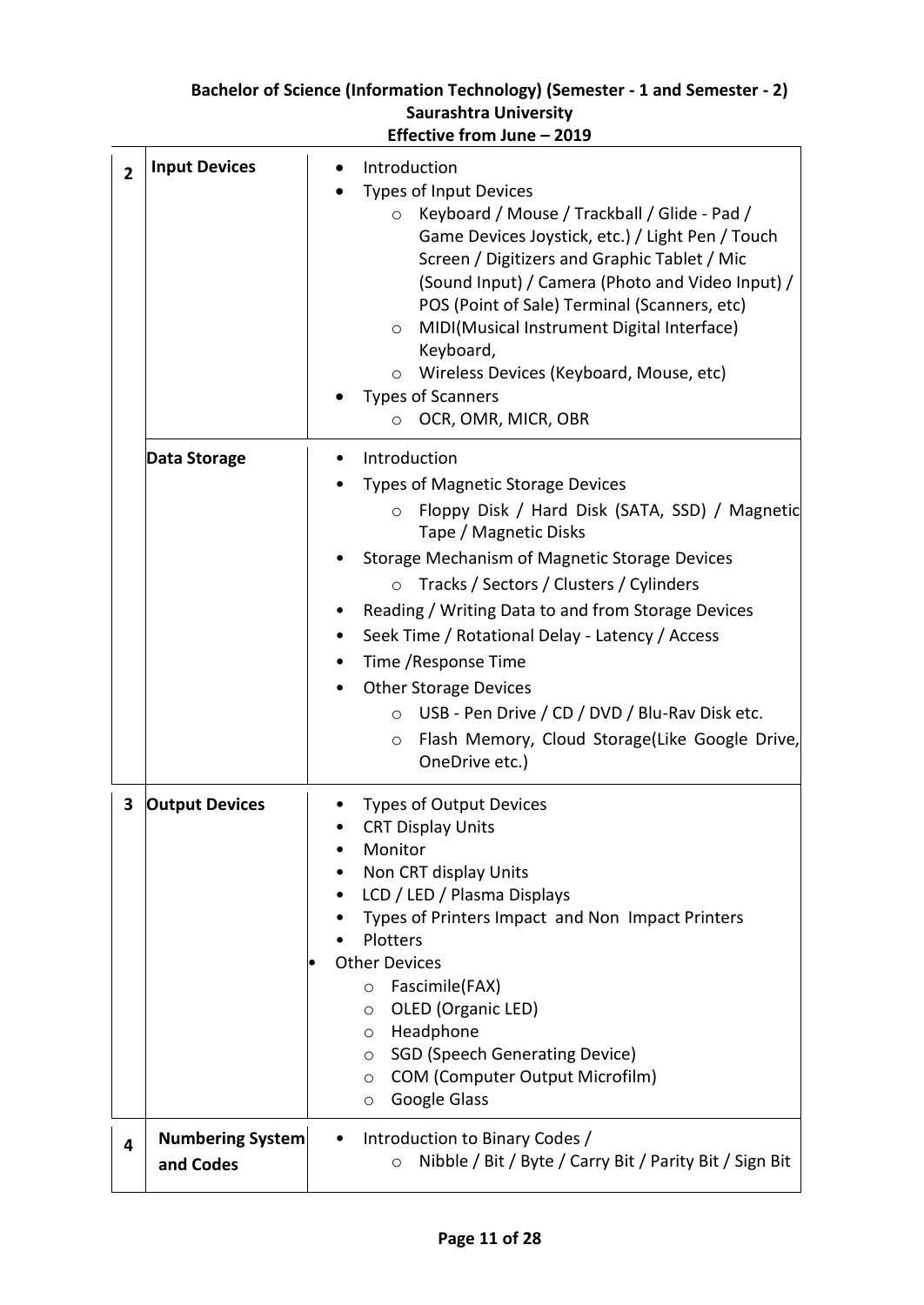| | | |
|---|---|---|
| **2** | **Input Devices** | • Introduction<br>• Types of Input Devices<br>&nbsp;&nbsp;○ Keyboard / Mouse / Trackball / Glide - Pad / Game Devices Joystick, etc.) / Light Pen / Touch Screen / Digitizers and Graphic Tablet / Mic (Sound Input) / Camera (Photo and Video Input) / POS (Point of Sale) Terminal (Scanners, etc)<br>&nbsp;&nbsp;○ MIDI(Musical Instrument Digital Interface) Keyboard,<br>&nbsp;&nbsp;○ Wireless Devices (Keyboard, Mouse, etc)<br>• Types of Scanners<br>&nbsp;&nbsp;○ OCR, OMR, MICR, OBR |
| | **Data Storage** | • Introduction<br>• Types of Magnetic Storage Devices<br>&nbsp;&nbsp;○ Floppy Disk / Hard Disk (SATA, SSD) / Magnetic Tape / Magnetic Disks<br>• Storage Mechanism of Magnetic Storage Devices<br>&nbsp;&nbsp;○ Tracks / Sectors / Clusters / Cylinders<br>• Reading / Writing Data to and from Storage Devices<br>• Seek Time / Rotational Delay - Latency / Access<br>• Time /Response Time<br>• Other Storage Devices<br>&nbsp;&nbsp;○ USB - Pen Drive / CD / DVD / Blu-Rav Disk etc.<br>&nbsp;&nbsp;○ Flash Memory, Cloud Storage(Like Google Drive, OneDrive etc.) |
| **3** | **Output Devices** | • Types of Output Devices<br>• CRT Display Units<br>• Monitor<br>• Non CRT display Units<br>• LCD / LED / Plasma Displays<br>• Types of Printers Impact and Non Impact Printers<br>• Plotters<br>• Other Devices<br>&nbsp;&nbsp;○ Fascimile(FAX)<br>&nbsp;&nbsp;○ OLED (Organic LED)<br>&nbsp;&nbsp;○ Headphone<br>&nbsp;&nbsp;○ SGD (Speech Generating Device)<br>&nbsp;&nbsp;○ COM (Computer Output Microfilm)<br>&nbsp;&nbsp;○ Google Glass |
| **4** | **Numbering System and Codes** | • Introduction to Binary Codes /<br>&nbsp;&nbsp;○ Nibble / Bit / Byte / Carry Bit / Parity Bit / Sign Bit |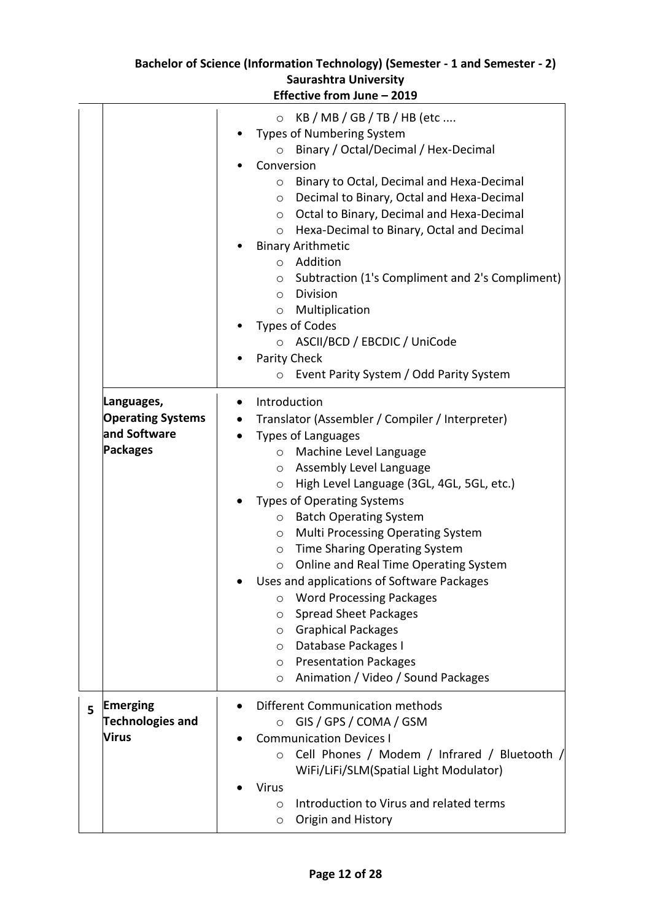| | | |
|---|---|---|
| | | ◦ KB / MB / GB / TB / HB (etc ....<br>• Types of Numbering System<br>◦ Binary / Octal/Decimal / Hex-Decimal<br>• Conversion<br>◦ Binary to Octal, Decimal and Hexa-Decimal<br>◦ Decimal to Binary, Octal and Hexa-Decimal<br>◦ Octal to Binary, Decimal and Hexa-Decimal<br>◦ Hexa-Decimal to Binary, Octal and Decimal<br>• Binary Arithmetic<br>◦ Addition<br>◦ Subtraction (1's Compliment and 2's Compliment)<br>◦ Division<br>◦ Multiplication<br>• Types of Codes<br>◦ ASCII/BCD / EBCDIC / UniCode<br>• Parity Check<br>◦ Event Parity System / Odd Parity System |
| | **Languages, Operating Systems and Software Packages** | • Introduction<br>• Translator (Assembler / Compiler / Interpreter)<br>• Types of Languages<br>◦ Machine Level Language<br>◦ Assembly Level Language<br>◦ High Level Language (3GL, 4GL, 5GL, etc.)<br>• Types of Operating Systems<br>◦ Batch Operating System<br>◦ Multi Processing Operating System<br>◦ Time Sharing Operating System<br>◦ Online and Real Time Operating System<br>• Uses and applications of Software Packages<br>◦ Word Processing Packages<br>◦ Spread Sheet Packages<br>◦ Graphical Packages<br>◦ Database Packages I<br>◦ Presentation Packages<br>◦ Animation / Video / Sound Packages |
| **5** | **Emerging Technologies and Virus** | • Different Communication methods<br>◦ GIS / GPS / COMA / GSM<br>• Communication Devices I<br>◦ Cell Phones / Modem / Infrared / Bluetooth / WiFi/LiFi/SLM(Spatial Light Modulator)<br>• Virus<br>◦ Introduction to Virus and related terms<br>◦ Origin and History |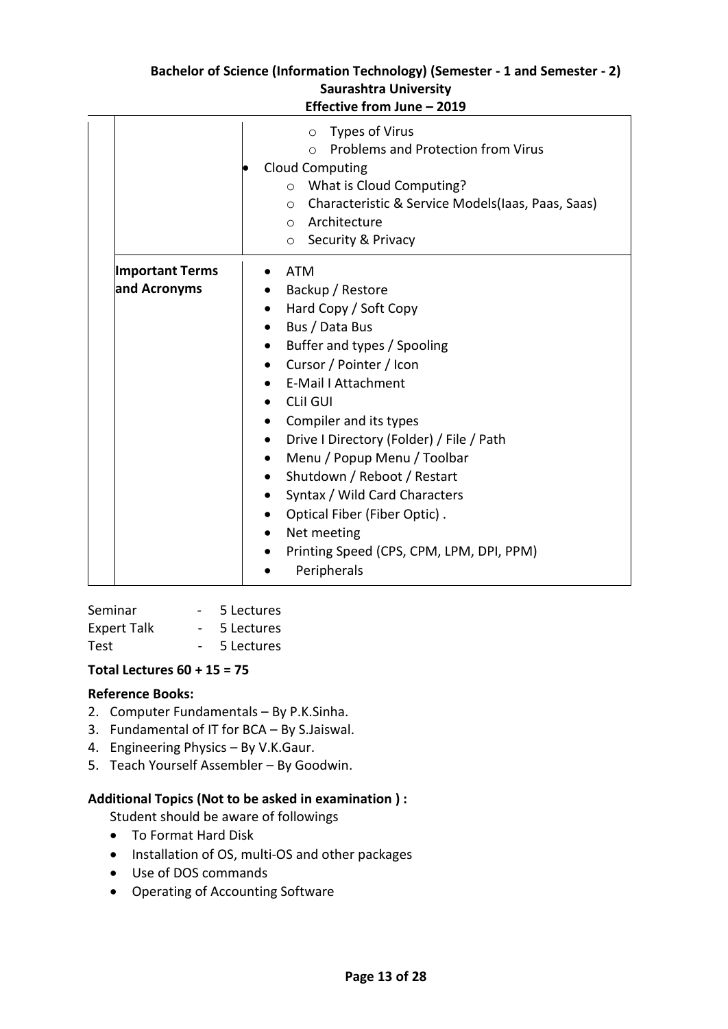| | | |
|---|---|---|
| | | <ul><li>Types of Virus</li><li>Problems and Protection from Virus</li></ul>• Cloud Computing<ul><li>What is Cloud Computing?</li><li>Characteristic & Service Models(Iaas, Paas, Saas)</li><li>Architecture</li><li>Security & Privacy</li></ul> |
| | **Important Terms and Acronyms** | • ATM<br>• Backup / Restore<br>• Hard Copy / Soft Copy<br>• Bus / Data Bus<br>• Buffer and types / Spooling<br>• Cursor / Pointer / Icon<br>• E-Mail I Attachment<br>• CLiI GUI<br>• Compiler and its types<br>• Drive I Directory (Folder) / File / Path<br>• Menu / Popup Menu / Toolbar<br>• Shutdown / Reboot / Restart<br>• Syntax / Wild Card Characters<br>• Optical Fiber (Fiber Optic) .<br>• Net meeting<br>• Printing Speed (CPS, CPM, LPM, DPI, PPM)<br>• Peripherals |

Seminar - 5 Lectures
Expert Talk - 5 Lectures
Test - 5 Lectures

**Total Lectures 60 + 15 = 75**

**Reference Books:**

2. Computer Fundamentals – By P.K.Sinha.
3. Fundamental of IT for BCA – By S.Jaiswal.
4. Engineering Physics – By V.K.Gaur.
5. Teach Yourself Assembler – By Goodwin.

**Additional Topics (Not to be asked in examination ) :**

Student should be aware of followings

- To Format Hard Disk
- Installation of OS, multi-OS and other packages
- Use of DOS commands
- Operating of Accounting Software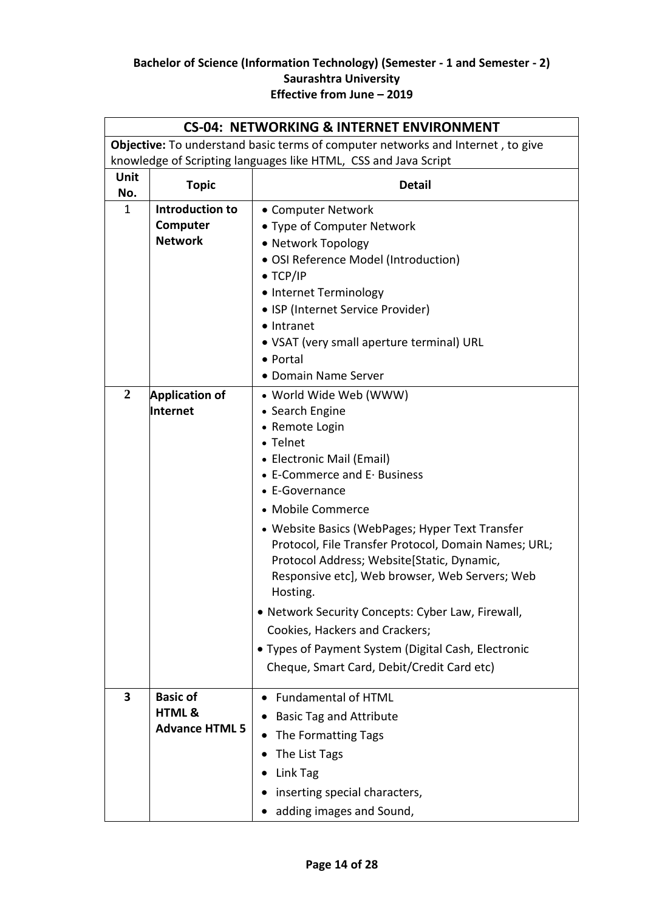**Bachelor of Science (Information Technology) (Semester - 1 and Semester - 2)**
**Saurashtra University**
**Effective from June – 2019**

| **CS-04: NETWORKING & INTERNET ENVIRONMENT** | | |
|---|---|---|
| **Objective:** To understand basic terms of computer networks and Internet , to give knowledge of Scripting languages like HTML, CSS and Java Script | | |
| **Unit No.** | **Topic** | **Detail** |
| 1 | **Introduction to Computer Network** | • Computer Network<br>• Type of Computer Network<br>• Network Topology<br>• OSI Reference Model (Introduction)<br>• TCP/IP<br>• Internet Terminology<br>• ISP (Internet Service Provider)<br>• Intranet<br>• VSAT (very small aperture terminal) URL<br>• Portal<br>• Domain Name Server |
| 2 | **Application of Internet** | • World Wide Web (WWW)<br>• Search Engine<br>• Remote Login<br>• Telnet<br>• Electronic Mail (Email)<br>• E-Commerce and E· Business<br>• E-Governance<br>• Mobile Commerce<br>• Website Basics (WebPages; Hyper Text Transfer Protocol, File Transfer Protocol, Domain Names; URL; Protocol Address; Website[Static, Dynamic, Responsive etc], Web browser, Web Servers; Web Hosting.<br>• Network Security Concepts: Cyber Law, Firewall, Cookies, Hackers and Crackers;<br>• Types of Payment System (Digital Cash, Electronic Cheque, Smart Card, Debit/Credit Card etc) |
| 3 | **Basic of HTML & Advance HTML 5** | • Fundamental of HTML<br>• Basic Tag and Attribute<br>• The Formatting Tags<br>• The List Tags<br>• Link Tag<br>• inserting special characters,<br>• adding images and Sound, |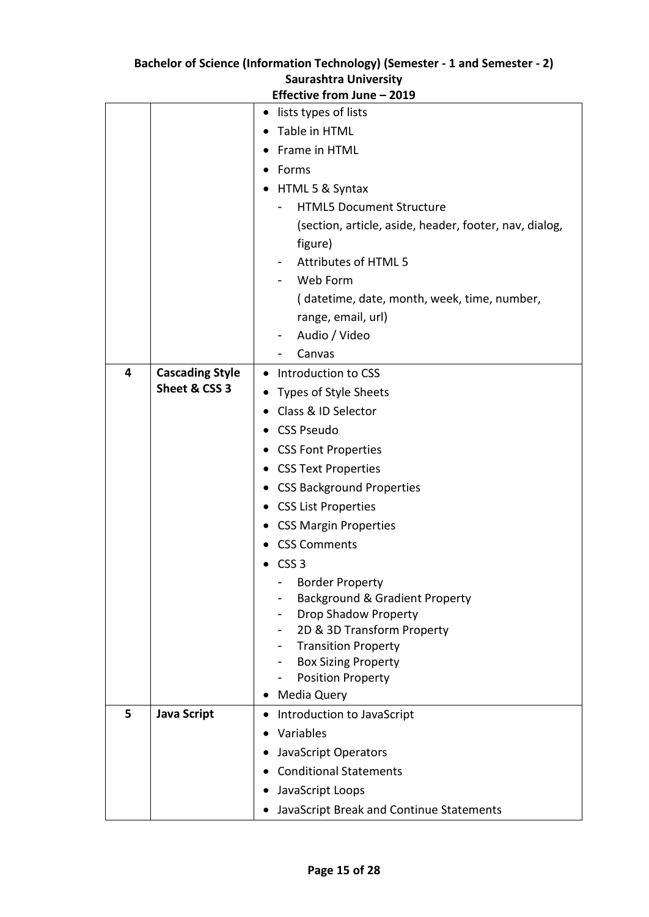| | | |
|---|---|---|
| | | • lists types of lists<br>• Table in HTML<br>• Frame in HTML<br>• Forms<br>• HTML 5 & Syntax<br>- HTML5 Document Structure (section, article, aside, header, footer, nav, dialog, figure)<br>- Attributes of HTML 5<br>- Web Form ( datetime, date, month, week, time, number, range, email, url)<br>- Audio / Video<br>- Canvas |
| **4** | **Cascading Style Sheet & CSS 3** | • Introduction to CSS<br>• Types of Style Sheets<br>• Class & ID Selector<br>• CSS Pseudo<br>• CSS Font Properties<br>• CSS Text Properties<br>• CSS Background Properties<br>• CSS List Properties<br>• CSS Margin Properties<br>• CSS Comments<br>• CSS 3<br>- Border Property<br>- Background & Gradient Property<br>- Drop Shadow Property<br>- 2D & 3D Transform Property<br>- Transition Property<br>- Box Sizing Property<br>- Position Property<br>• Media Query |
| **5** | **Java Script** | • Introduction to JavaScript<br>• Variables<br>• JavaScript Operators<br>• Conditional Statements<br>• JavaScript Loops<br>• JavaScript Break and Continue Statements |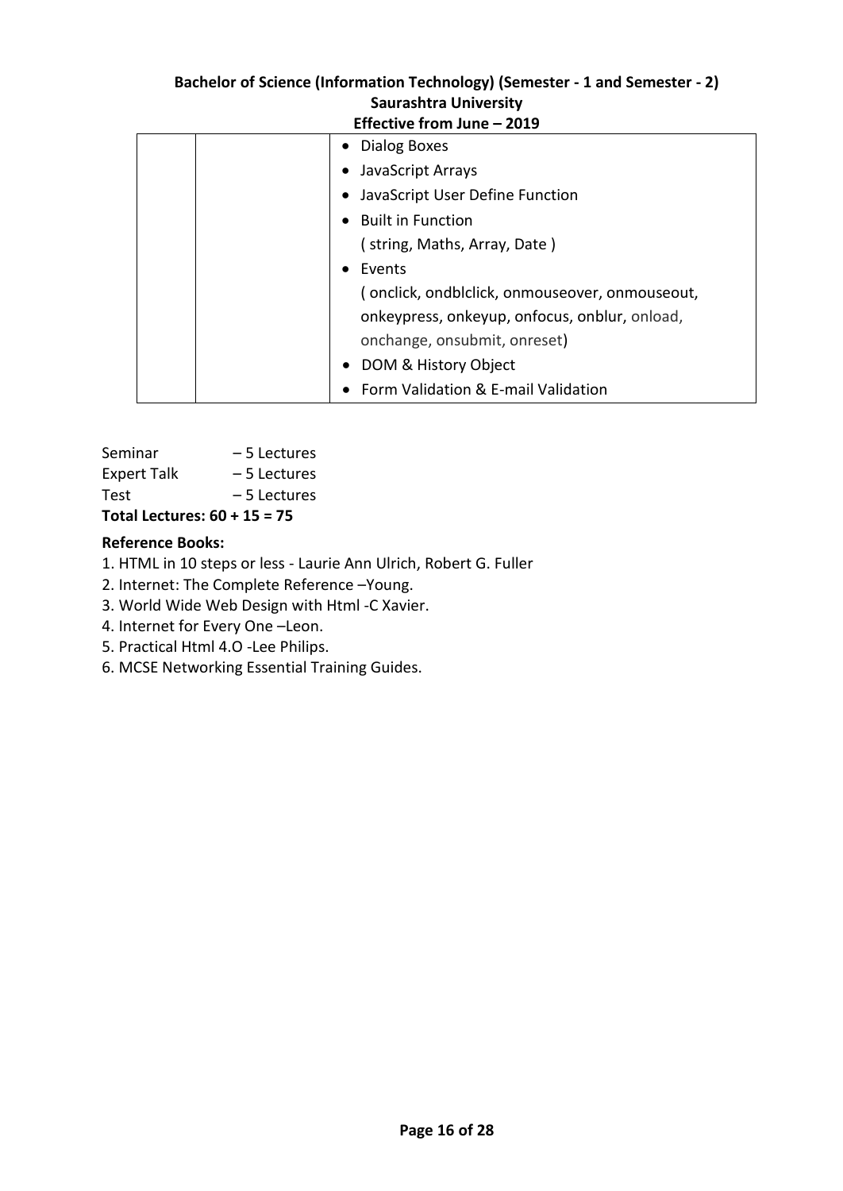| | | |
|---|---|---|
| | | • Dialog Boxes<br>• JavaScript Arrays<br>• JavaScript User Define Function<br>• Built in Function<br>( string, Maths, Array, Date )<br>• Events<br>( onclick, ondblclick, onmouseover, onmouseout, onkeypress, onkeyup, onfocus, onblur, onload, onchange, onsubmit, onreset)<br>• DOM & History Object<br>• Form Validation & E-mail Validation |

Seminar – 5 Lectures
Expert Talk – 5 Lectures
Test – 5 Lectures

**Total Lectures: 60 + 15 = 75**

**Reference Books:**

1. HTML in 10 steps or less - Laurie Ann Ulrich, Robert G. Fuller
2. Internet: The Complete Reference –Young.
3. World Wide Web Design with Html -C Xavier.
4. Internet for Every One –Leon.
5. Practical Html 4.O -Lee Philips.
6. MCSE Networking Essential Training Guides.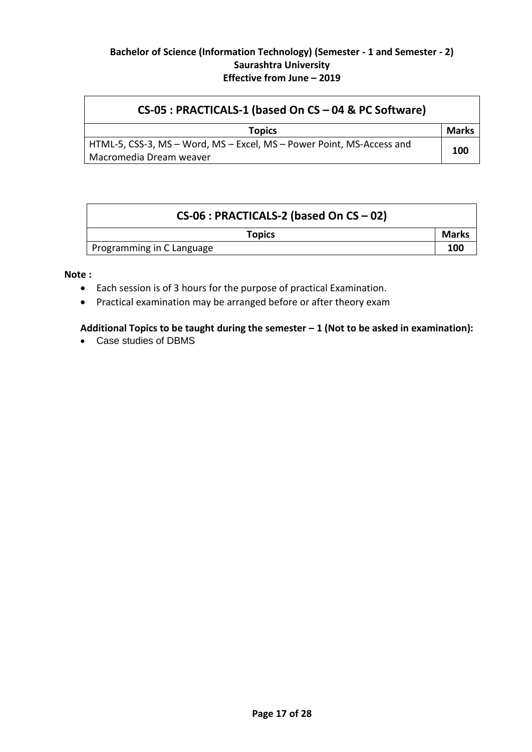**Bachelor of Science (Information Technology) (Semester - 1 and Semester - 2)**
**Saurashtra University**
**Effective from June – 2019**

| CS-05 : PRACTICALS-1 (based On CS – 04 & PC Software) | |
|---|---|
| **Topics** | **Marks** |
| HTML-5, CSS-3, MS – Word, MS – Excel, MS – Power Point, MS-Access and Macromedia Dream weaver | **100** |

| CS-06 : PRACTICALS-2 (based On CS – 02) | |
|---|---|
| **Topics** | **Marks** |
| Programming in C Language | **100** |

**Note :**

- Each session is of 3 hours for the purpose of practical Examination.
- Practical examination may be arranged before or after theory exam

**Additional Topics to be taught during the semester – 1 (Not to be asked in examination):**

- Case studies of DBMS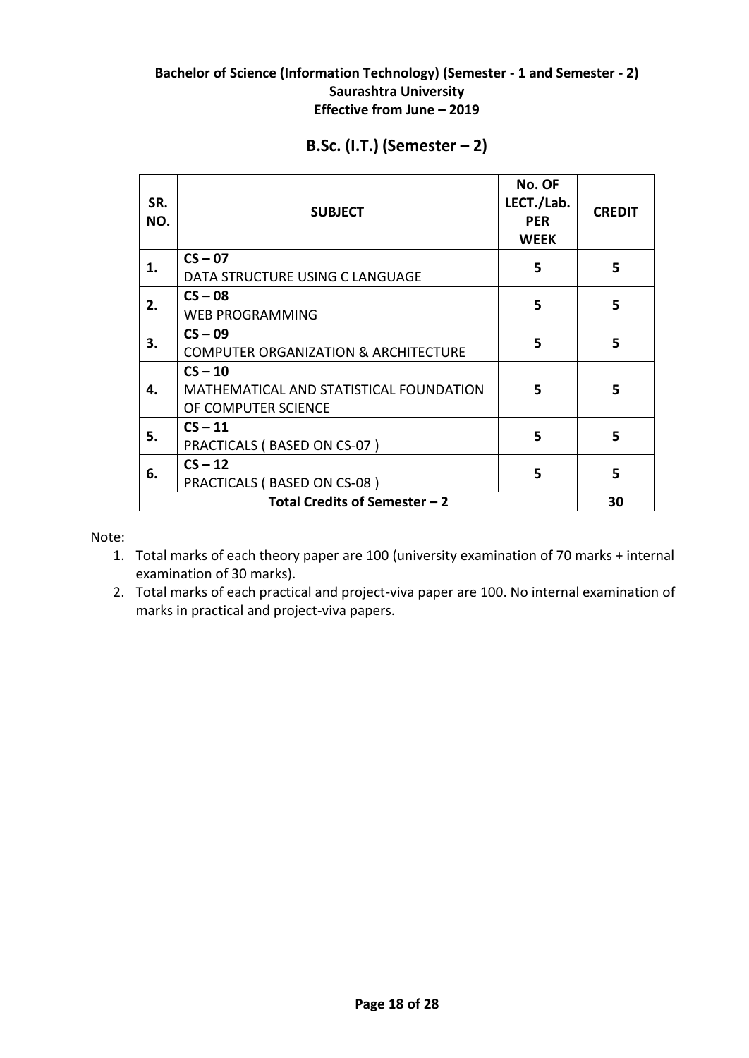**Bachelor of Science (Information Technology) (Semester - 1 and Semester - 2)**
**Saurashtra University**
**Effective from June – 2019**

## B.Sc. (I.T.) (Semester – 2)

| SR. NO. | SUBJECT | No. OF LECT./Lab. PER WEEK | CREDIT |
|---|---|---|---|
| 1. | **CS – 07** DATA STRUCTURE USING C LANGUAGE | 5 | 5 |
| 2. | **CS – 08** WEB PROGRAMMING | 5 | 5 |
| 3. | **CS – 09** COMPUTER ORGANIZATION & ARCHITECTURE | 5 | 5 |
| 4. | **CS – 10** MATHEMATICAL AND STATISTICAL FOUNDATION OF COMPUTER SCIENCE | 5 | 5 |
| 5. | **CS – 11** PRACTICALS ( BASED ON CS-07 ) | 5 | 5 |
| 6. | **CS – 12** PRACTICALS ( BASED ON CS-08 ) | 5 | 5 |
| **Total Credits of Semester – 2** | | | **30** |

Note:

1. Total marks of each theory paper are 100 (university examination of 70 marks + internal examination of 30 marks).
2. Total marks of each practical and project-viva paper are 100. No internal examination of marks in practical and project-viva papers.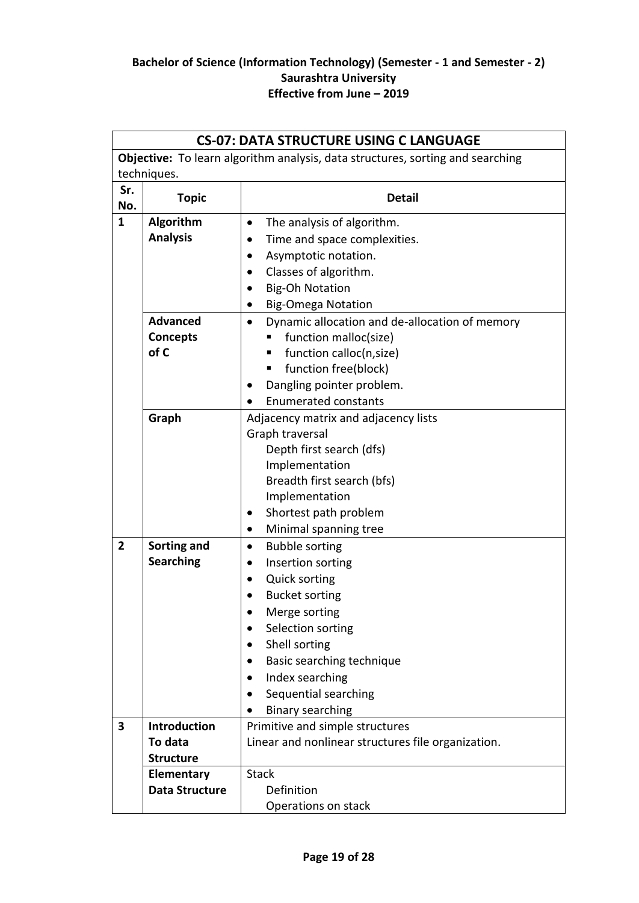**Bachelor of Science (Information Technology) (Semester - 1 and Semester - 2)**
**Saurashtra University**
**Effective from June – 2019**

## CS-07: DATA STRUCTURE USING C LANGUAGE

**Objective:** To learn algorithm analysis, data structures, sorting and searching techniques.

| Sr. No. | Topic | Detail |
|---|---|---|
| 1 | **Algorithm Analysis** | • The analysis of algorithm.<br>• Time and space complexities.<br>• Asymptotic notation.<br>• Classes of algorithm.<br>• Big-Oh Notation<br>• Big-Omega Notation |
| | **Advanced Concepts of C** | • Dynamic allocation and de-allocation of memory<br>&nbsp;&nbsp;▪ function malloc(size)<br>&nbsp;&nbsp;▪ function calloc(n,size)<br>&nbsp;&nbsp;▪ function free(block)<br>• Dangling pointer problem.<br>• Enumerated constants |
| | **Graph** | Adjacency matrix and adjacency lists<br>Graph traversal<br>&nbsp;&nbsp;Depth first search (dfs)<br>&nbsp;&nbsp;Implementation<br>&nbsp;&nbsp;Breadth first search (bfs)<br>&nbsp;&nbsp;Implementation<br>• Shortest path problem<br>• Minimal spanning tree |
| 2 | **Sorting and Searching** | • Bubble sorting<br>• Insertion sorting<br>• Quick sorting<br>• Bucket sorting<br>• Merge sorting<br>• Selection sorting<br>• Shell sorting<br>• Basic searching technique<br>• Index searching<br>• Sequential searching<br>• Binary searching |
| 3 | **Introduction To data Structure** | Primitive and simple structures<br>Linear and nonlinear structures file organization. |
| | **Elementary Data Structure** | Stack<br>&nbsp;&nbsp;Definition<br>&nbsp;&nbsp;Operations on stack |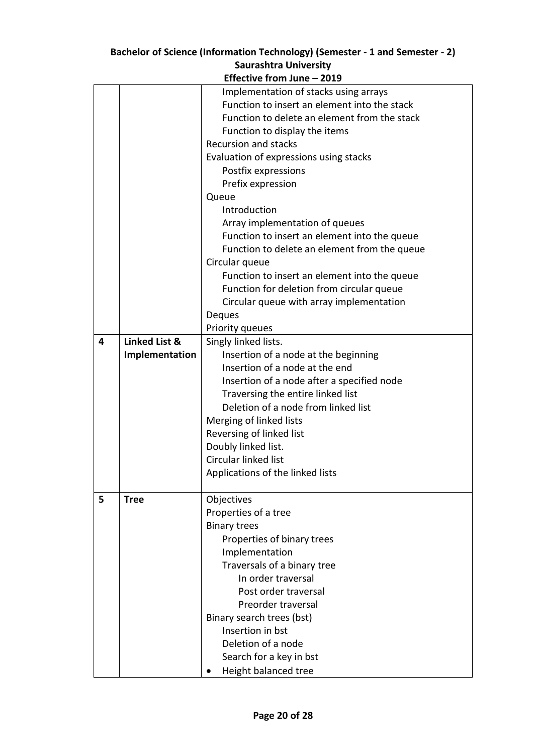| | | |
|---|---|---|
| | | Implementation of stacks using arrays<br>Function to insert an element into the stack<br>Function to delete an element from the stack<br>Function to display the items<br>Recursion and stacks<br>Evaluation of expressions using stacks<br>Postfix expressions<br>Prefix expression<br>Queue<br>Introduction<br>Array implementation of queues<br>Function to insert an element into the queue<br>Function to delete an element from the queue<br>Circular queue<br>Function to insert an element into the queue<br>Function for deletion from circular queue<br>Circular queue with array implementation<br>Deques<br>Priority queues |
| 4 | **Linked List & Implementation** | Singly linked lists.<br>Insertion of a node at the beginning<br>Insertion of a node at the end<br>Insertion of a node after a specified node<br>Traversing the entire linked list<br>Deletion of a node from linked list<br>Merging of linked lists<br>Reversing of linked list<br>Doubly linked list.<br>Circular linked list<br>Applications of the linked lists |
| 5 | **Tree** | Objectives<br>Properties of a tree<br>Binary trees<br>Properties of binary trees<br>Implementation<br>Traversals of a binary tree<br>In order traversal<br>Post order traversal<br>Preorder traversal<br>Binary search trees (bst)<br>Insertion in bst<br>Deletion of a node<br>Search for a key in bst<br>• Height balanced tree |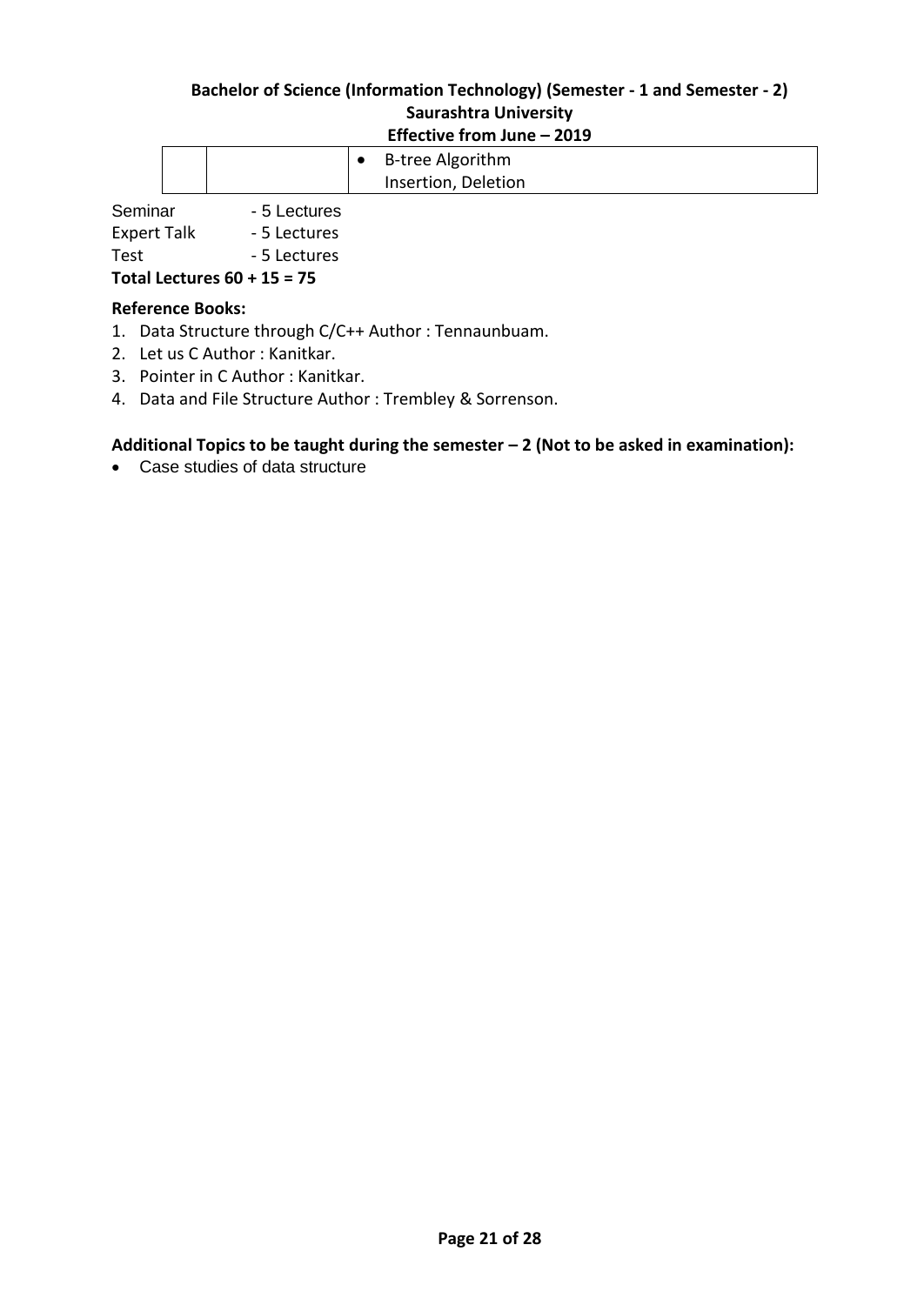| | | • B-tree Algorithm<br>Insertion, Deletion |
|---|---|---|

Seminar - 5 Lectures
Expert Talk - 5 Lectures
Test - 5 Lectures
**Total Lectures 60 + 15 = 75**

**Reference Books:**

1. Data Structure through C/C++ Author : Tennaunbuam.
2. Let us C Author : Kanitkar.
3. Pointer in C Author : Kanitkar.
4. Data and File Structure Author : Trembley & Sorrenson.

**Additional Topics to be taught during the semester – 2 (Not to be asked in examination):**

- Case studies of data structure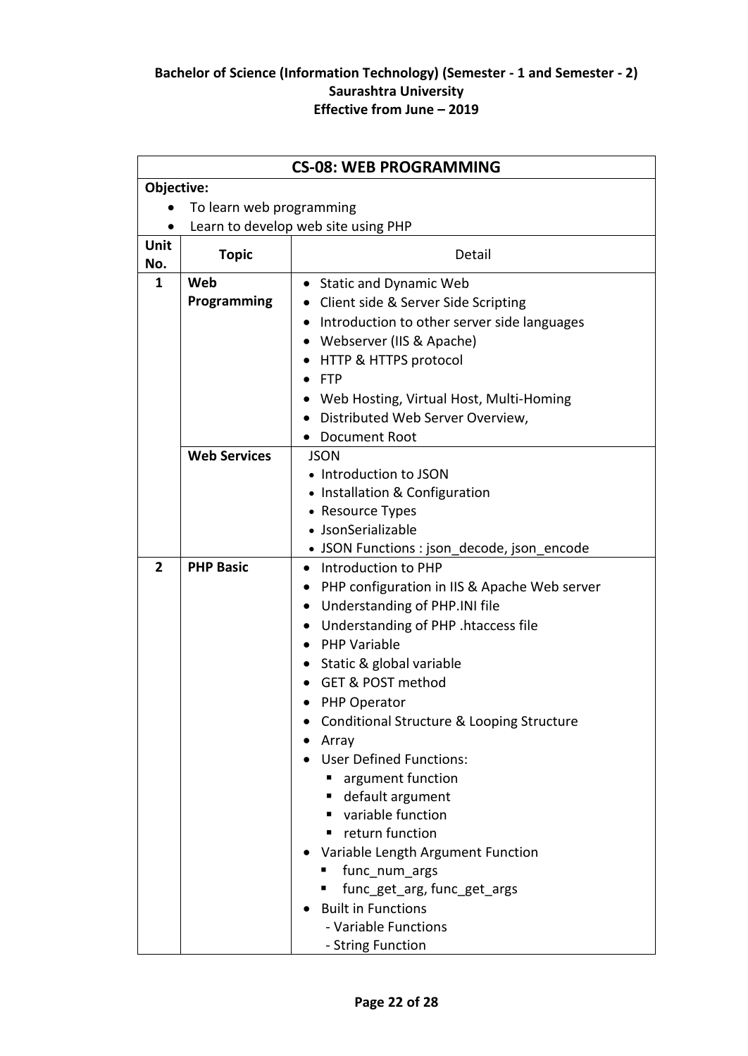**Bachelor of Science (Information Technology) (Semester - 1 and Semester - 2)**
**Saurashtra University**
**Effective from June – 2019**

## CS-08: WEB PROGRAMMING

**Objective:**

- To learn web programming
- Learn to develop web site using PHP

| Unit No. | Topic | Detail |
|---|---|---|
| 1 | **Web Programming** | • Static and Dynamic Web<br>• Client side & Server Side Scripting<br>• Introduction to other server side languages<br>• Webserver (IIS & Apache)<br>• HTTP & HTTPS protocol<br>• FTP<br>• Web Hosting, Virtual Host, Multi-Homing<br>• Distributed Web Server Overview,<br>• Document Root |
| | **Web Services** | JSON<br>• Introduction to JSON<br>• Installation & Configuration<br>• Resource Types<br>• JsonSerializable<br>• JSON Functions : json_decode, json_encode |
| 2 | **PHP Basic** | • Introduction to PHP<br>• PHP configuration in IIS & Apache Web server<br>• Understanding of PHP.INI file<br>• Understanding of PHP .htaccess file<br>• PHP Variable<br>• Static & global variable<br>• GET & POST method<br>• PHP Operator<br>• Conditional Structure & Looping Structure<br>• Array<br>• User Defined Functions:<br>&nbsp;&nbsp;▪ argument function<br>&nbsp;&nbsp;▪ default argument<br>&nbsp;&nbsp;▪ variable function<br>&nbsp;&nbsp;▪ return function<br>• Variable Length Argument Function<br>&nbsp;&nbsp;▪ func_num_args<br>&nbsp;&nbsp;▪ func_get_arg, func_get_args<br>• Built in Functions<br>&nbsp;&nbsp;- Variable Functions<br>&nbsp;&nbsp;- String Function |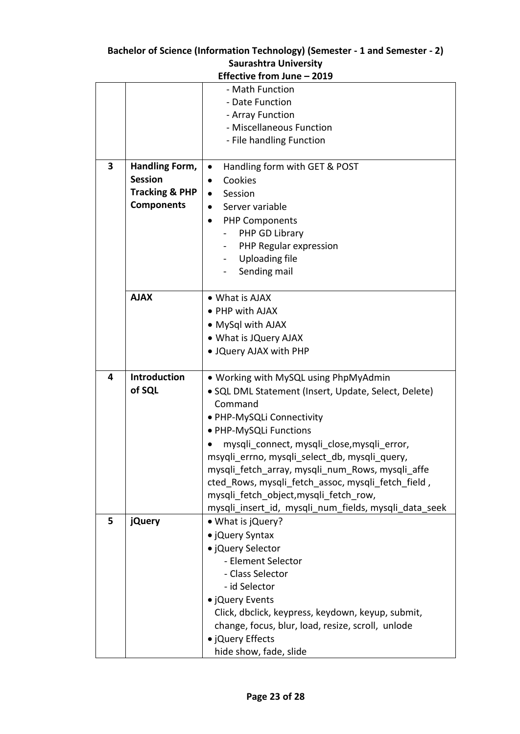**Bachelor of Science (Information Technology) (Semester - 1 and Semester - 2)**
**Saurashtra University**
**Effective from June – 2019**

| | | |
|---|---|---|
| | | - Math Function<br>- Date Function<br>- Array Function<br>- Miscellaneous Function<br>- File handling Function |
| 3 | **Handling Form, Session Tracking & PHP Components** | • Handling form with GET & POST<br>• Cookies<br>• Session<br>• Server variable<br>• PHP Components<br>  - PHP GD Library<br>  - PHP Regular expression<br>  - Uploading file<br>  - Sending mail |
| | **AJAX** | • What is AJAX<br>• PHP with AJAX<br>• MySql with AJAX<br>• What is JQuery AJAX<br>• JQuery AJAX with PHP |
| 4 | **Introduction of SQL** | • Working with MySQL using PhpMyAdmin<br>• SQL DML Statement (Insert, Update, Select, Delete) Command<br>• PHP-MySQLi Connectivity<br>• PHP-MySQLi Functions<br>• mysqli_connect, mysqli_close,mysqli_error, msyqli_errno, mysqli_select_db, mysqli_query, mysqli_fetch_array, mysqli_num_Rows, mysqli_affe cted_Rows, mysqli_fetch_assoc, mysqli_fetch_field , mysqli_fetch_object,mysqli_fetch_row, mysqli_insert_id, mysqli_num_fields, mysqli_data_seek |
| 5 | **jQuery** | • What is jQuery?<br>• jQuery Syntax<br>• jQuery Selector<br>  - Element Selector<br>  - Class Selector<br>  - id Selector<br>• jQuery Events<br>Click, dbclick, keypress, keydown, keyup, submit, change, focus, blur, load, resize, scroll, unlode<br>• jQuery Effects<br>hide show, fade, slide |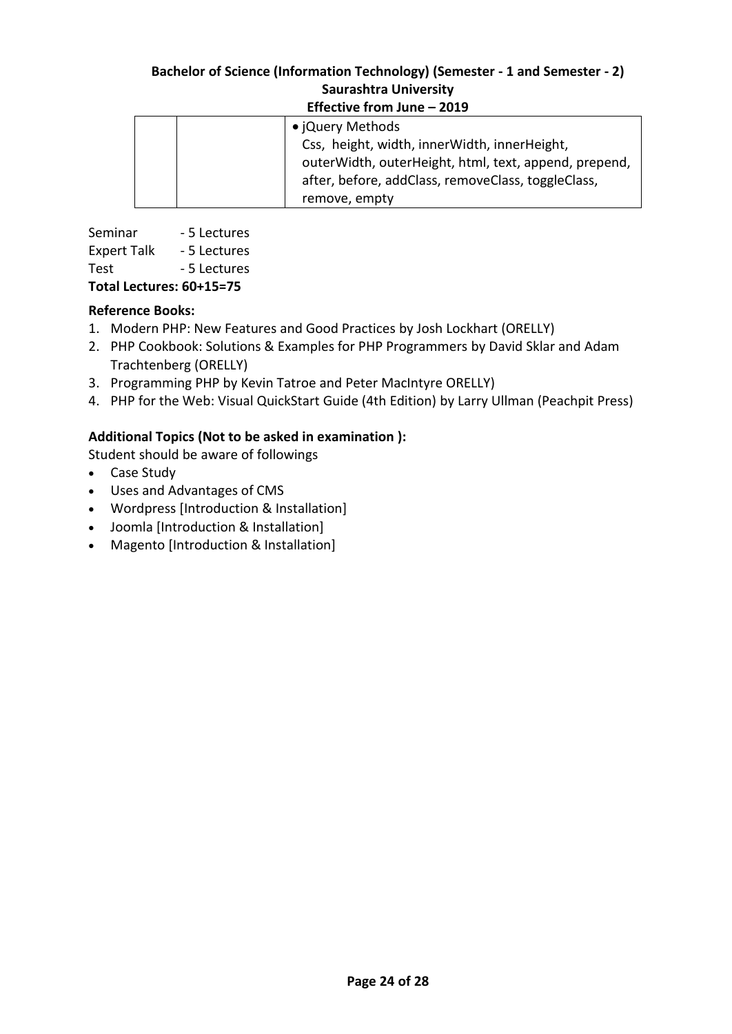| | | • jQuery Methods<br>Css, height, width, innerWidth, innerHeight, outerWidth, outerHeight, html, text, append, prepend, after, before, addClass, removeClass, toggleClass, remove, empty |
|---|---|---|

Seminar - 5 Lectures
Expert Talk - 5 Lectures
Test - 5 Lectures
**Total Lectures: 60+15=75**

**Reference Books:**

1. Modern PHP: New Features and Good Practices by Josh Lockhart (ORELLY)
2. PHP Cookbook: Solutions & Examples for PHP Programmers by David Sklar and Adam Trachtenberg (ORELLY)
3. Programming PHP by Kevin Tatroe and Peter MacIntyre ORELLY)
4. PHP for the Web: Visual QuickStart Guide (4th Edition) by Larry Ullman (Peachpit Press)

**Additional Topics (Not to be asked in examination ):**

Student should be aware of followings

- Case Study
- Uses and Advantages of CMS
- Wordpress [Introduction & Installation]
- Joomla [Introduction & Installation]
- Magento [Introduction & Installation]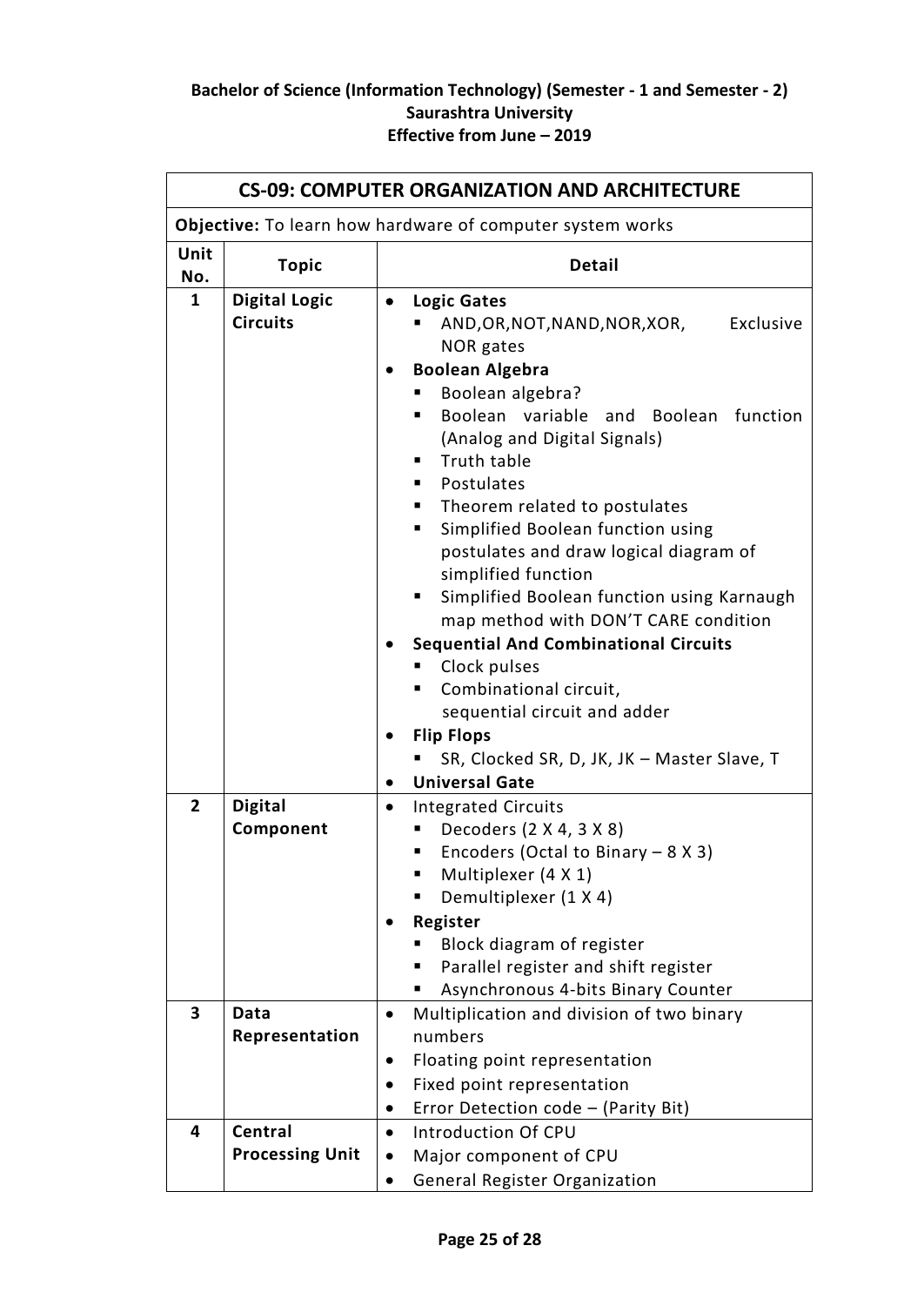**Bachelor of Science (Information Technology) (Semester - 1 and Semester - 2)**
**Saurashtra University**
**Effective from June – 2019**

| **CS-09: COMPUTER ORGANIZATION AND ARCHITECTURE** | | |
|---|---|---|
| **Objective:** To learn how hardware of computer system works | | |
| **Unit No.** | **Topic** | **Detail** |
| **1** | **Digital Logic Circuits** | • **Logic Gates**<br>▪ AND,OR,NOT,NAND,NOR,XOR, Exclusive NOR gates<br>• **Boolean Algebra**<br>▪ Boolean algebra?<br>▪ Boolean variable and Boolean function (Analog and Digital Signals)<br>▪ Truth table<br>▪ Postulates<br>▪ Theorem related to postulates<br>▪ Simplified Boolean function using postulates and draw logical diagram of simplified function<br>▪ Simplified Boolean function using Karnaugh map method with DON'T CARE condition<br>• **Sequential And Combinational Circuits**<br>▪ Clock pulses<br>▪ Combinational circuit, sequential circuit and adder<br>• **Flip Flops**<br>▪ SR, Clocked SR, D, JK, JK – Master Slave, T<br>• **Universal Gate** |
| **2** | **Digital Component** | • Integrated Circuits<br>▪ Decoders (2 X 4, 3 X 8)<br>▪ Encoders (Octal to Binary – 8 X 3)<br>▪ Multiplexer (4 X 1)<br>▪ Demultiplexer (1 X 4)<br>• **Register**<br>▪ Block diagram of register<br>▪ Parallel register and shift register<br>▪ Asynchronous 4-bits Binary Counter |
| **3** | **Data Representation** | • Multiplication and division of two binary numbers<br>• Floating point representation<br>• Fixed point representation<br>• Error Detection code – (Parity Bit) |
| **4** | **Central Processing Unit** | • Introduction Of CPU<br>• Major component of CPU<br>• General Register Organization |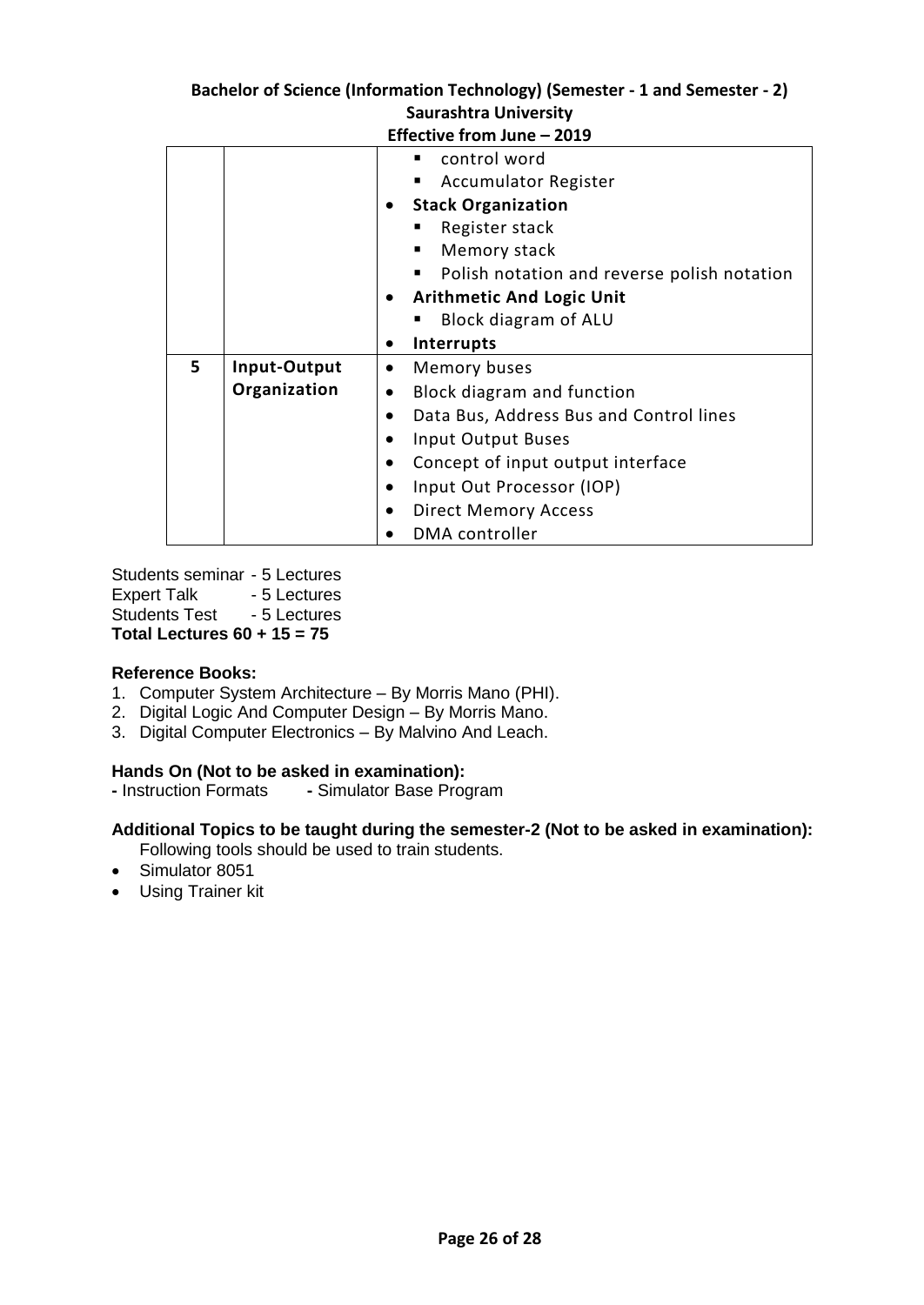| | | |
|---|---|---|
| | | ▪ control word<br>▪ Accumulator Register<br>• **Stack Organization**<br>▪ Register stack<br>▪ Memory stack<br>▪ Polish notation and reverse polish notation<br>• **Arithmetic And Logic Unit**<br>▪ Block diagram of ALU<br>• **Interrupts** |
| **5** | **Input-Output Organization** | • Memory buses<br>• Block diagram and function<br>• Data Bus, Address Bus and Control lines<br>• Input Output Buses<br>• Concept of input output interface<br>• Input Out Processor (IOP)<br>• Direct Memory Access<br>• DMA controller |

Students seminar - 5 Lectures
Expert Talk - 5 Lectures
Students Test - 5 Lectures
**Total Lectures 60 + 15 = 75**

**Reference Books:**

1. Computer System Architecture – By Morris Mano (PHI).
2. Digital Logic And Computer Design – By Morris Mano.
3. Digital Computer Electronics – By Malvino And Leach.

**Hands On (Not to be asked in examination):**
**-** Instruction Formats **-** Simulator Base Program

**Additional Topics to be taught during the semester-2 (Not to be asked in examination):**
Following tools should be used to train students.

- Simulator 8051
- Using Trainer kit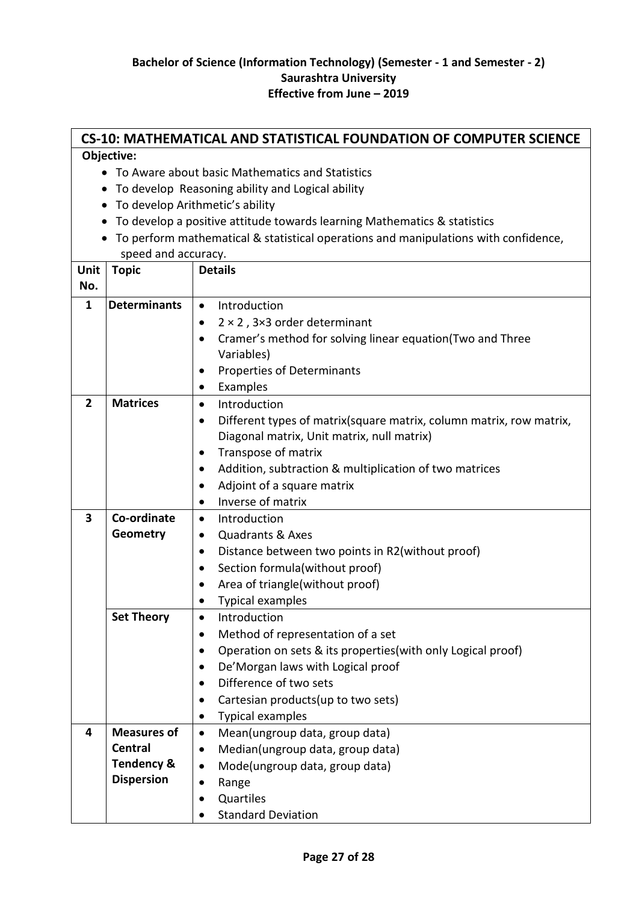**Bachelor of Science (Information Technology) (Semester - 1 and Semester - 2)**
**Saurashtra University**
**Effective from June – 2019**

## CS-10: MATHEMATICAL AND STATISTICAL FOUNDATION OF COMPUTER SCIENCE

**Objective:**

- To Aware about basic Mathematics and Statistics
- To develop Reasoning ability and Logical ability
- To develop Arithmetic's ability
- To develop a positive attitude towards learning Mathematics & statistics
- To perform mathematical & statistical operations and manipulations with confidence, speed and accuracy.

| Unit No. | Topic | Details |
|---|---|---|
| 1 | **Determinants** | • Introduction<br>• $2 \times 2$ , $3\times3$ order determinant<br>• Cramer's method for solving linear equation(Two and Three Variables)<br>• Properties of Determinants<br>• Examples |
| 2 | **Matrices** | • Introduction<br>• Different types of matrix(square matrix, column matrix, row matrix, Diagonal matrix, Unit matrix, null matrix)<br>• Transpose of matrix<br>• Addition, subtraction & multiplication of two matrices<br>• Adjoint of a square matrix<br>• Inverse of matrix |
| 3 | **Co-ordinate Geometry** | • Introduction<br>• Quadrants & Axes<br>• Distance between two points in R2(without proof)<br>• Section formula(without proof)<br>• Area of triangle(without proof)<br>• Typical examples |
| | **Set Theory** | • Introduction<br>• Method of representation of a set<br>• Operation on sets & its properties(with only Logical proof)<br>• De'Morgan laws with Logical proof<br>• Difference of two sets<br>• Cartesian products(up to two sets)<br>• Typical examples |
| 4 | **Measures of Central Tendency & Dispersion** | • Mean(ungroup data, group data)<br>• Median(ungroup data, group data)<br>• Mode(ungroup data, group data)<br>• Range<br>• Quartiles<br>• Standard Deviation |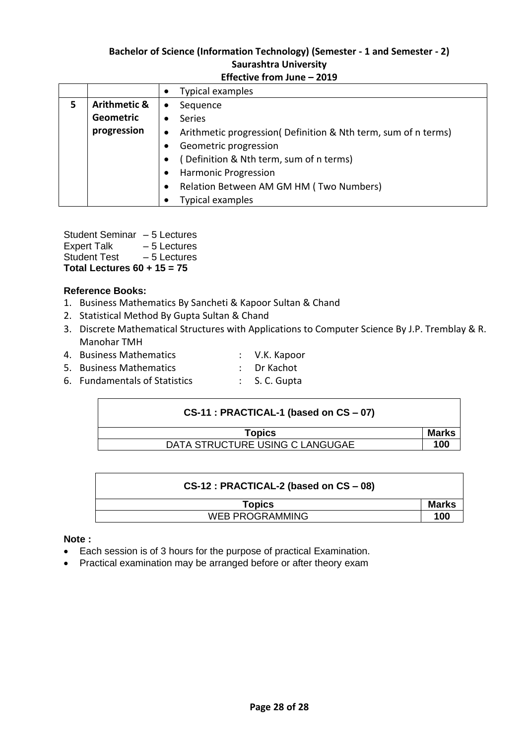| | | |
|---|---|---|
| | | • Typical examples |
| **5** | **Arithmetic & Geometric progression** | • Sequence<br>• Series<br>• Arithmetic progression( Definition & Nth term, sum of n terms)<br>• Geometric progression<br>• ( Definition & Nth term, sum of n terms)<br>• Harmonic Progression<br>• Relation Between AM GM HM ( Two Numbers)<br>• Typical examples |

Student Seminar – 5 Lectures
Expert Talk – 5 Lectures
Student Test – 5 Lectures
**Total Lectures 60 + 15 = 75**

**Reference Books:**

1. Business Mathematics By Sancheti & Kapoor Sultan & Chand
2. Statistical Method By Gupta Sultan & Chand
3. Discrete Mathematical Structures with Applications to Computer Science By J.P. Tremblay & R. Manohar TMH
4. Business Mathematics : V.K. Kapoor
5. Business Mathematics : Dr Kachot
6. Fundamentals of Statistics : S. C. Gupta

| **CS-11 : PRACTICAL-1 (based on CS – 07)** | |
|---|---|
| **Topics** | **Marks** |
| DATA STRUCTURE USING C LANGUGAE | **100** |

| **CS-12 : PRACTICAL-2 (based on CS – 08)** | |
|---|---|
| **Topics** | **Marks** |
| WEB PROGRAMMING | **100** |

**Note :**

- Each session is of 3 hours for the purpose of practical Examination.
- Practical examination may be arranged before or after theory exam